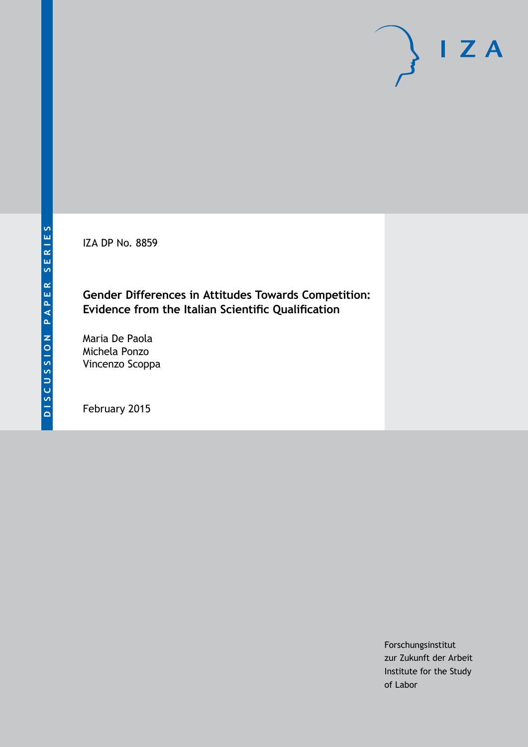DISCUSSION PAPER SERIES

IZA DP No. 8859

# Gender Differences in Attitudes Towards Competition: Evidence from the Italian Scientific Qualification

Maria De Paola
Michela Ponzo
Vincenzo Scoppa

February 2015

Forschungsinstitut
zur Zukunft der Arbeit
Institute for the Study
of Labor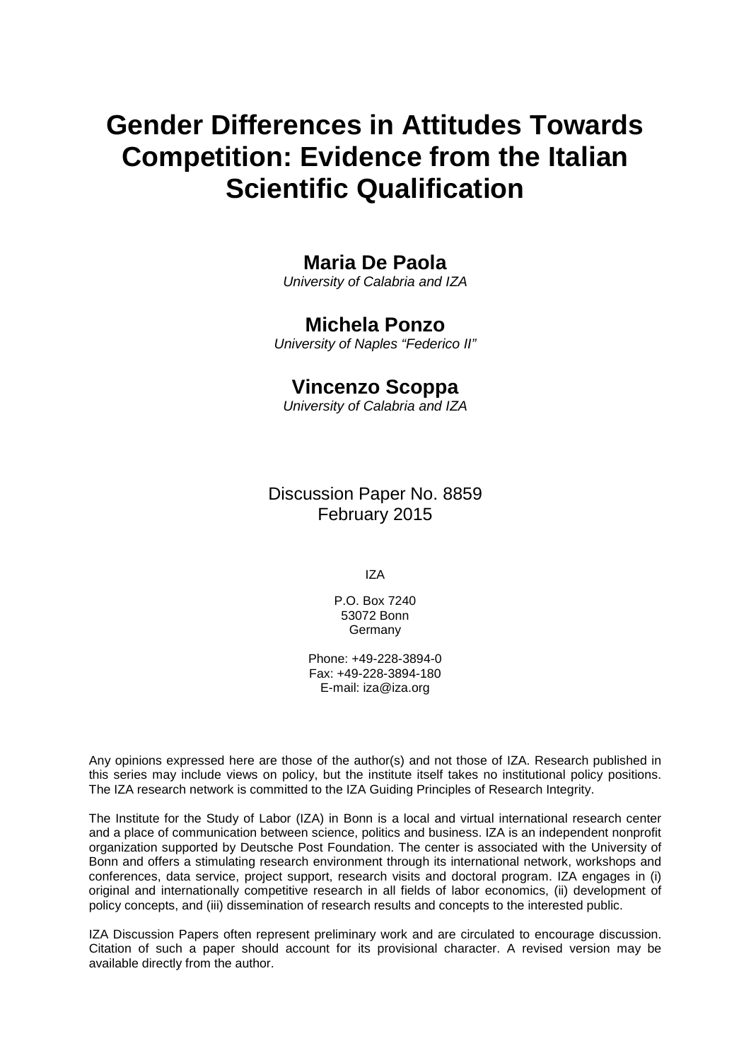# Gender Differences in Attitudes Towards Competition: Evidence from the Italian Scientific Qualification

**Maria De Paola**
*University of Calabria and IZA*

**Michela Ponzo**
*University of Naples "Federico II"*

**Vincenzo Scoppa**
*University of Calabria and IZA*

Discussion Paper No. 8859
February 2015

IZA

P.O. Box 7240
53072 Bonn
Germany

Phone: +49-228-3894-0
Fax: +49-228-3894-180
E-mail: iza@iza.org

Any opinions expressed here are those of the author(s) and not those of IZA. Research published in this series may include views on policy, but the institute itself takes no institutional policy positions. The IZA research network is committed to the IZA Guiding Principles of Research Integrity.

The Institute for the Study of Labor (IZA) in Bonn is a local and virtual international research center and a place of communication between science, politics and business. IZA is an independent nonprofit organization supported by Deutsche Post Foundation. The center is associated with the University of Bonn and offers a stimulating research environment through its international network, workshops and conferences, data service, project support, research visits and doctoral program. IZA engages in (i) original and internationally competitive research in all fields of labor economics, (ii) development of policy concepts, and (iii) dissemination of research results and concepts to the interested public.

IZA Discussion Papers often represent preliminary work and are circulated to encourage discussion. Citation of such a paper should account for its provisional character. A revised version may be available directly from the author.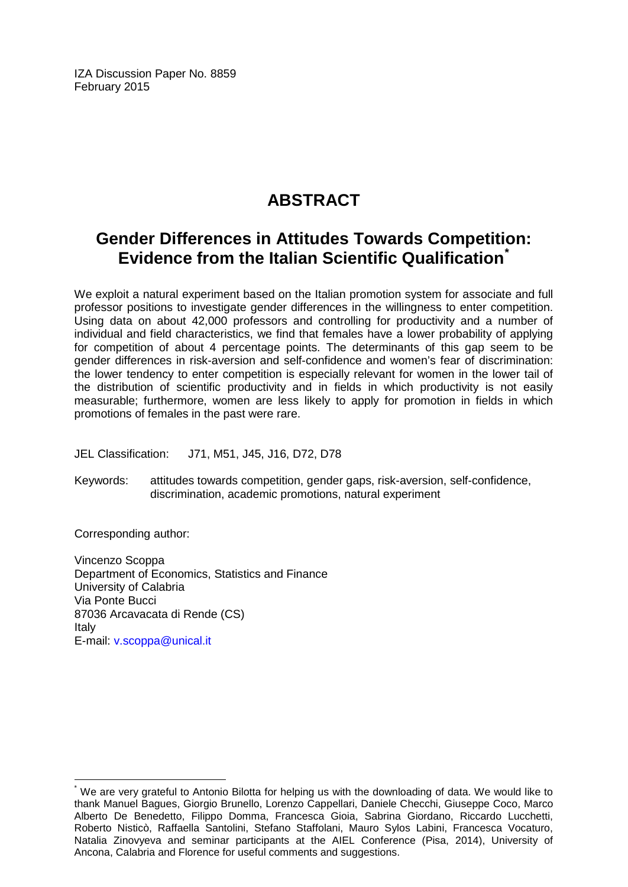IZA Discussion Paper No. 8859
February 2015

# ABSTRACT

## Gender Differences in Attitudes Towards Competition: Evidence from the Italian Scientific Qualification*

We exploit a natural experiment based on the Italian promotion system for associate and full professor positions to investigate gender differences in the willingness to enter competition. Using data on about 42,000 professors and controlling for productivity and a number of individual and field characteristics, we find that females have a lower probability of applying for competition of about 4 percentage points. The determinants of this gap seem to be gender differences in risk-aversion and self-confidence and women's fear of discrimination: the lower tendency to enter competition is especially relevant for women in the lower tail of the distribution of scientific productivity and in fields in which productivity is not easily measurable; furthermore, women are less likely to apply for promotion in fields in which promotions of females in the past were rare.

JEL Classification: J71, M51, J45, J16, D72, D78

Keywords: attitudes towards competition, gender gaps, risk-aversion, self-confidence, discrimination, academic promotions, natural experiment

Corresponding author:

Vincenzo Scoppa
Department of Economics, Statistics and Finance
University of Calabria
Via Ponte Bucci
87036 Arcavacata di Rende (CS)
Italy
E-mail: v.scoppa@unical.it

---

* We are very grateful to Antonio Bilotta for helping us with the downloading of data. We would like to thank Manuel Bagues, Giorgio Brunello, Lorenzo Cappellari, Daniele Checchi, Giuseppe Coco, Marco Alberto De Benedetto, Filippo Domma, Francesca Gioia, Sabrina Giordano, Riccardo Lucchetti, Roberto Nisticò, Raffaella Santolini, Stefano Staffolani, Mauro Sylos Labini, Francesca Vocaturo, Natalia Zinovyeva and seminar participants at the AIEL Conference (Pisa, 2014), University of Ancona, Calabria and Florence for useful comments and suggestions.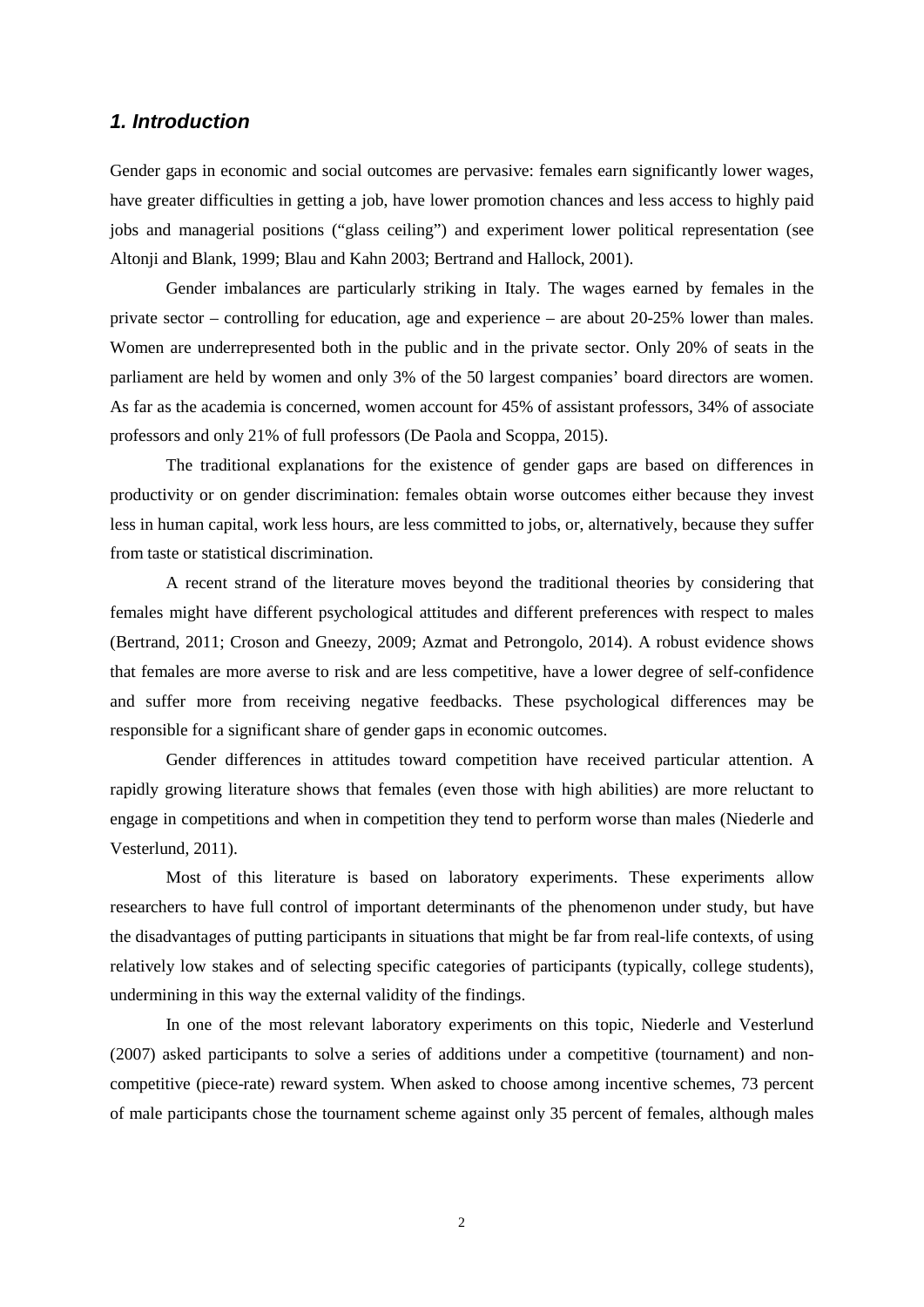## *1. Introduction*

Gender gaps in economic and social outcomes are pervasive: females earn significantly lower wages, have greater difficulties in getting a job, have lower promotion chances and less access to highly paid jobs and managerial positions ("glass ceiling") and experiment lower political representation (see Altonji and Blank, 1999; Blau and Kahn 2003; Bertrand and Hallock, 2001).

Gender imbalances are particularly striking in Italy. The wages earned by females in the private sector – controlling for education, age and experience – are about 20-25% lower than males. Women are underrepresented both in the public and in the private sector. Only 20% of seats in the parliament are held by women and only 3% of the 50 largest companies' board directors are women. As far as the academia is concerned, women account for 45% of assistant professors, 34% of associate professors and only 21% of full professors (De Paola and Scoppa, 2015).

The traditional explanations for the existence of gender gaps are based on differences in productivity or on gender discrimination: females obtain worse outcomes either because they invest less in human capital, work less hours, are less committed to jobs, or, alternatively, because they suffer from taste or statistical discrimination.

A recent strand of the literature moves beyond the traditional theories by considering that females might have different psychological attitudes and different preferences with respect to males (Bertrand, 2011; Croson and Gneezy, 2009; Azmat and Petrongolo, 2014). A robust evidence shows that females are more averse to risk and are less competitive, have a lower degree of self-confidence and suffer more from receiving negative feedbacks. These psychological differences may be responsible for a significant share of gender gaps in economic outcomes.

Gender differences in attitudes toward competition have received particular attention. A rapidly growing literature shows that females (even those with high abilities) are more reluctant to engage in competitions and when in competition they tend to perform worse than males (Niederle and Vesterlund, 2011).

Most of this literature is based on laboratory experiments. These experiments allow researchers to have full control of important determinants of the phenomenon under study, but have the disadvantages of putting participants in situations that might be far from real-life contexts, of using relatively low stakes and of selecting specific categories of participants (typically, college students), undermining in this way the external validity of the findings.

In one of the most relevant laboratory experiments on this topic, Niederle and Vesterlund (2007) asked participants to solve a series of additions under a competitive (tournament) and non-competitive (piece-rate) reward system. When asked to choose among incentive schemes, 73 percent of male participants chose the tournament scheme against only 35 percent of females, although males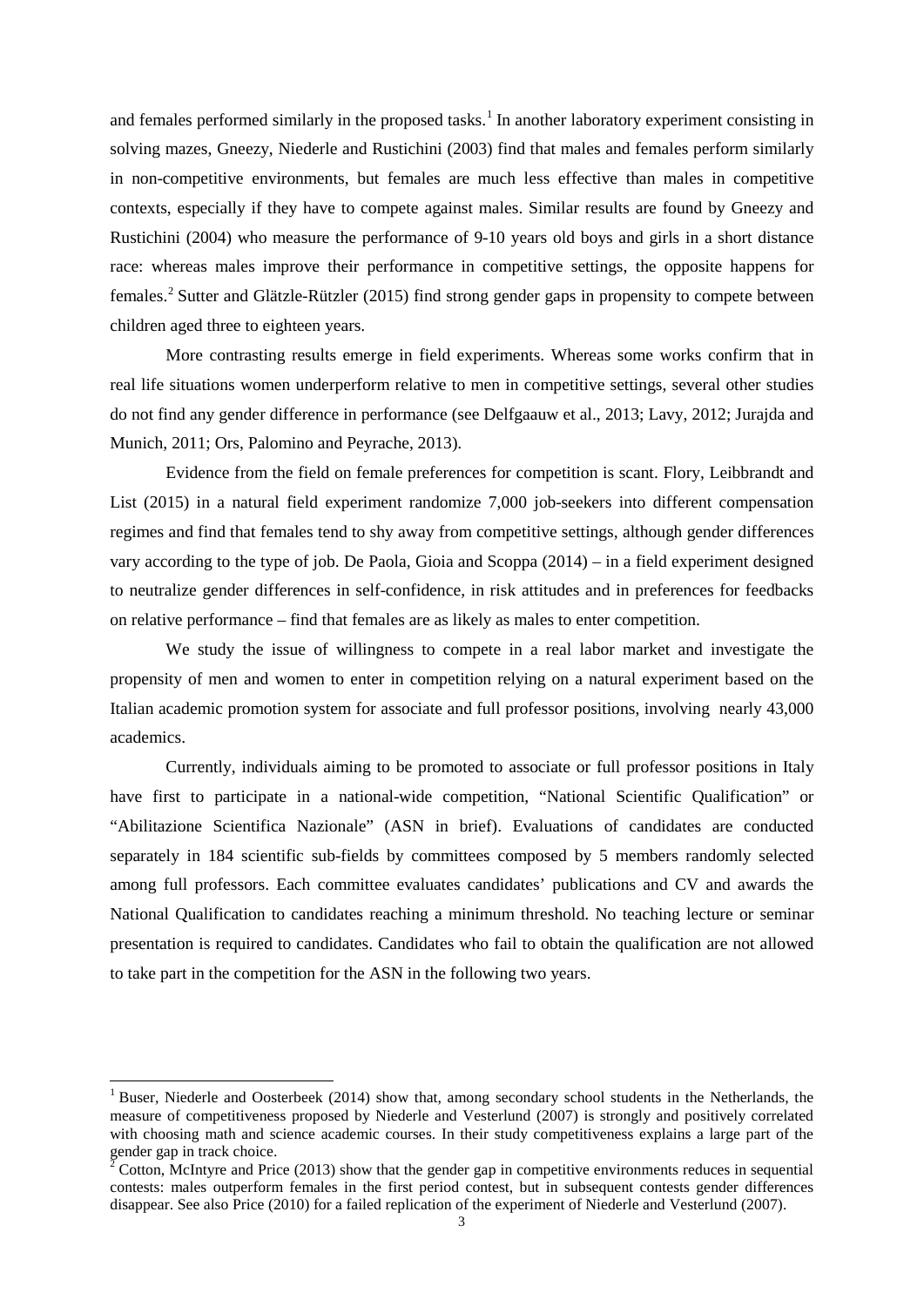and females performed similarly in the proposed tasks.[1] In another laboratory experiment consisting in solving mazes, Gneezy, Niederle and Rustichini (2003) find that males and females perform similarly in non-competitive environments, but females are much less effective than males in competitive contexts, especially if they have to compete against males. Similar results are found by Gneezy and Rustichini (2004) who measure the performance of 9-10 years old boys and girls in a short distance race: whereas males improve their performance in competitive settings, the opposite happens for females.[2] Sutter and Glätzle-Rützler (2015) find strong gender gaps in propensity to compete between children aged three to eighteen years.

More contrasting results emerge in field experiments. Whereas some works confirm that in real life situations women underperform relative to men in competitive settings, several other studies do not find any gender difference in performance (see Delfgaauw et al., 2013; Lavy, 2012; Jurajda and Munich, 2011; Ors, Palomino and Peyrache, 2013).

Evidence from the field on female preferences for competition is scant. Flory, Leibbrandt and List (2015) in a natural field experiment randomize 7,000 job-seekers into different compensation regimes and find that females tend to shy away from competitive settings, although gender differences vary according to the type of job. De Paola, Gioia and Scoppa (2014) – in a field experiment designed to neutralize gender differences in self-confidence, in risk attitudes and in preferences for feedbacks on relative performance – find that females are as likely as males to enter competition.

We study the issue of willingness to compete in a real labor market and investigate the propensity of men and women to enter in competition relying on a natural experiment based on the Italian academic promotion system for associate and full professor positions, involving nearly 43,000 academics.

Currently, individuals aiming to be promoted to associate or full professor positions in Italy have first to participate in a national-wide competition, "National Scientific Qualification" or "Abilitazione Scientifica Nazionale" (ASN in brief). Evaluations of candidates are conducted separately in 184 scientific sub-fields by committees composed by 5 members randomly selected among full professors. Each committee evaluates candidates' publications and CV and awards the National Qualification to candidates reaching a minimum threshold. No teaching lecture or seminar presentation is required to candidates. Candidates who fail to obtain the qualification are not allowed to take part in the competition for the ASN in the following two years.

---

[1] Buser, Niederle and Oosterbeek (2014) show that, among secondary school students in the Netherlands, the measure of competitiveness proposed by Niederle and Vesterlund (2007) is strongly and positively correlated with choosing math and science academic courses. In their study competitiveness explains a large part of the gender gap in track choice.

[2] Cotton, McIntyre and Price (2013) show that the gender gap in competitive environments reduces in sequential contests: males outperform females in the first period contest, but in subsequent contests gender differences disappear. See also Price (2010) for a failed replication of the experiment of Niederle and Vesterlund (2007).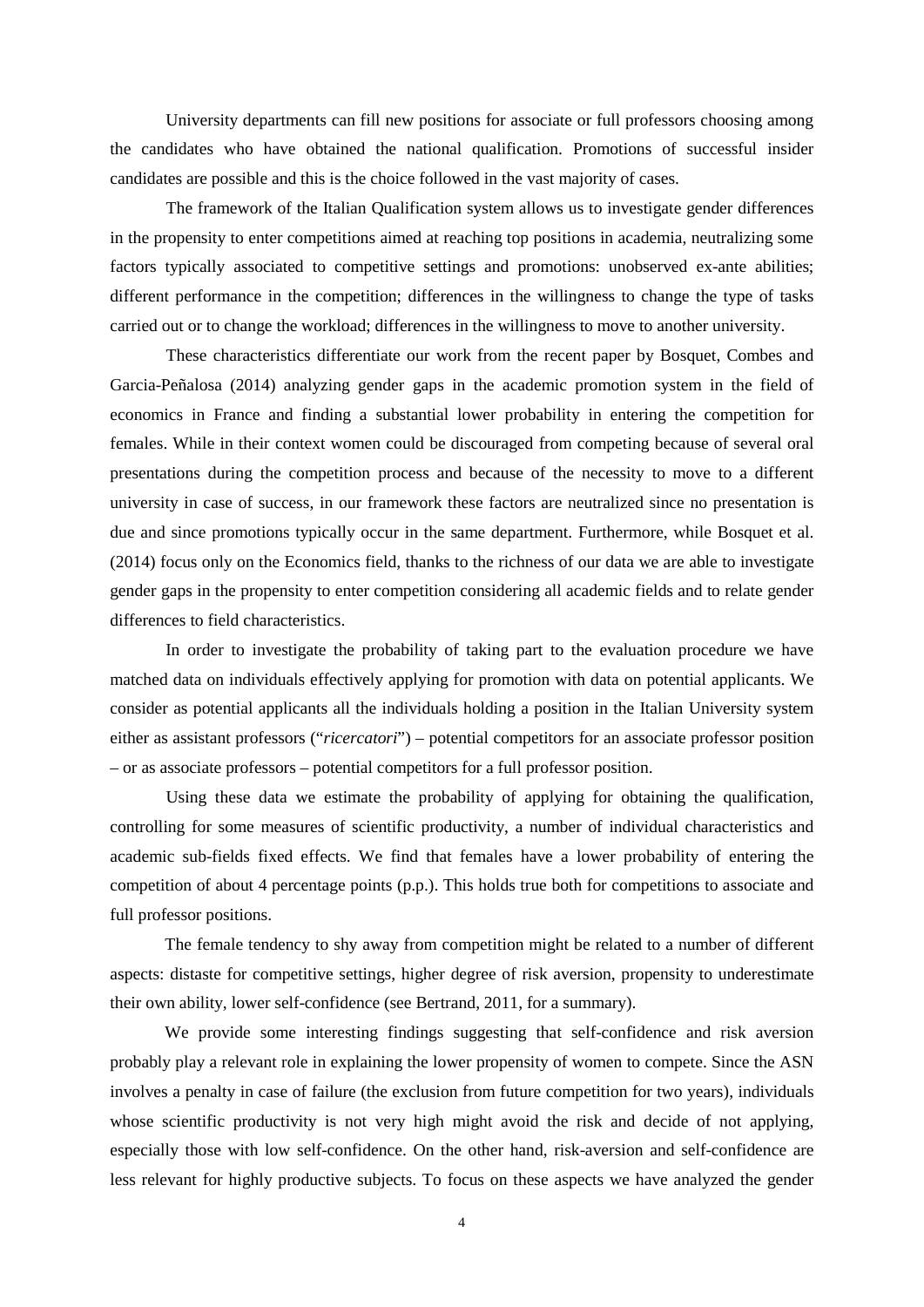University departments can fill new positions for associate or full professors choosing among the candidates who have obtained the national qualification. Promotions of successful insider candidates are possible and this is the choice followed in the vast majority of cases.

The framework of the Italian Qualification system allows us to investigate gender differences in the propensity to enter competitions aimed at reaching top positions in academia, neutralizing some factors typically associated to competitive settings and promotions: unobserved ex-ante abilities; different performance in the competition; differences in the willingness to change the type of tasks carried out or to change the workload; differences in the willingness to move to another university.

These characteristics differentiate our work from the recent paper by Bosquet, Combes and Garcia-Peñalosa (2014) analyzing gender gaps in the academic promotion system in the field of economics in France and finding a substantial lower probability in entering the competition for females. While in their context women could be discouraged from competing because of several oral presentations during the competition process and because of the necessity to move to a different university in case of success, in our framework these factors are neutralized since no presentation is due and since promotions typically occur in the same department. Furthermore, while Bosquet et al. (2014) focus only on the Economics field, thanks to the richness of our data we are able to investigate gender gaps in the propensity to enter competition considering all academic fields and to relate gender differences to field characteristics.

In order to investigate the probability of taking part to the evaluation procedure we have matched data on individuals effectively applying for promotion with data on potential applicants. We consider as potential applicants all the individuals holding a position in the Italian University system either as assistant professors ("*ricercatori*") – potential competitors for an associate professor position – or as associate professors – potential competitors for a full professor position.

Using these data we estimate the probability of applying for obtaining the qualification, controlling for some measures of scientific productivity, a number of individual characteristics and academic sub-fields fixed effects. We find that females have a lower probability of entering the competition of about 4 percentage points (p.p.). This holds true both for competitions to associate and full professor positions.

The female tendency to shy away from competition might be related to a number of different aspects: distaste for competitive settings, higher degree of risk aversion, propensity to underestimate their own ability, lower self-confidence (see Bertrand, 2011, for a summary).

We provide some interesting findings suggesting that self-confidence and risk aversion probably play a relevant role in explaining the lower propensity of women to compete. Since the ASN involves a penalty in case of failure (the exclusion from future competition for two years), individuals whose scientific productivity is not very high might avoid the risk and decide of not applying, especially those with low self-confidence. On the other hand, risk-aversion and self-confidence are less relevant for highly productive subjects. To focus on these aspects we have analyzed the gender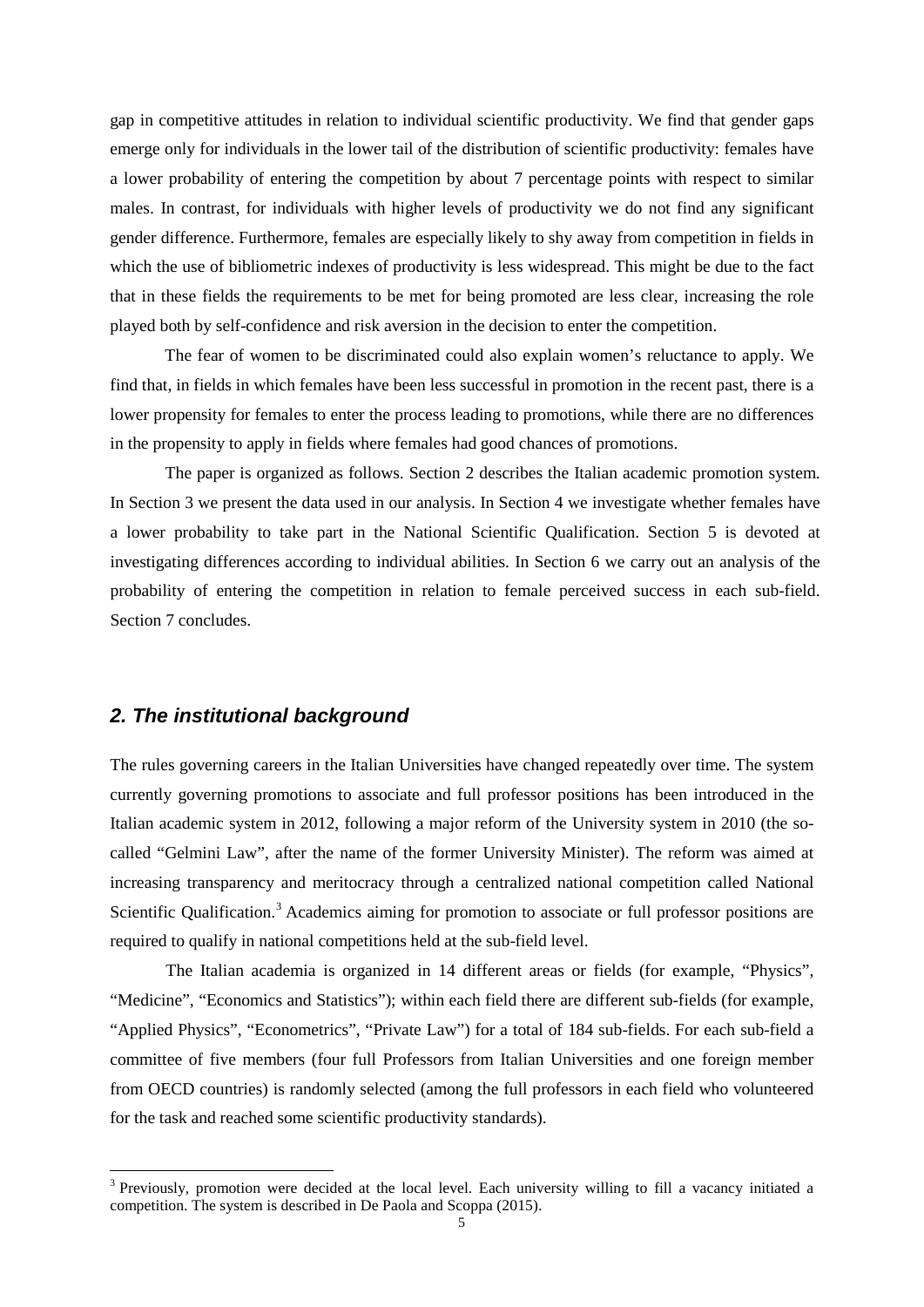gap in competitive attitudes in relation to individual scientific productivity. We find that gender gaps emerge only for individuals in the lower tail of the distribution of scientific productivity: females have a lower probability of entering the competition by about 7 percentage points with respect to similar males. In contrast, for individuals with higher levels of productivity we do not find any significant gender difference. Furthermore, females are especially likely to shy away from competition in fields in which the use of bibliometric indexes of productivity is less widespread. This might be due to the fact that in these fields the requirements to be met for being promoted are less clear, increasing the role played both by self-confidence and risk aversion in the decision to enter the competition.

The fear of women to be discriminated could also explain women's reluctance to apply. We find that, in fields in which females have been less successful in promotion in the recent past, there is a lower propensity for females to enter the process leading to promotions, while there are no differences in the propensity to apply in fields where females had good chances of promotions.

The paper is organized as follows. Section 2 describes the Italian academic promotion system. In Section 3 we present the data used in our analysis. In Section 4 we investigate whether females have a lower probability to take part in the National Scientific Qualification. Section 5 is devoted at investigating differences according to individual abilities. In Section 6 we carry out an analysis of the probability of entering the competition in relation to female perceived success in each sub-field. Section 7 concludes.

## *2. The institutional background*

The rules governing careers in the Italian Universities have changed repeatedly over time. The system currently governing promotions to associate and full professor positions has been introduced in the Italian academic system in 2012, following a major reform of the University system in 2010 (the so-called "Gelmini Law", after the name of the former University Minister). The reform was aimed at increasing transparency and meritocracy through a centralized national competition called National Scientific Qualification.[3] Academics aiming for promotion to associate or full professor positions are required to qualify in national competitions held at the sub-field level.

The Italian academia is organized in 14 different areas or fields (for example, "Physics", "Medicine", "Economics and Statistics"); within each field there are different sub-fields (for example, "Applied Physics", "Econometrics", "Private Law") for a total of 184 sub-fields. For each sub-field a committee of five members (four full Professors from Italian Universities and one foreign member from OECD countries) is randomly selected (among the full professors in each field who volunteered for the task and reached some scientific productivity standards).

[3] Previously, promotion were decided at the local level. Each university willing to fill a vacancy initiated a competition. The system is described in De Paola and Scoppa (2015).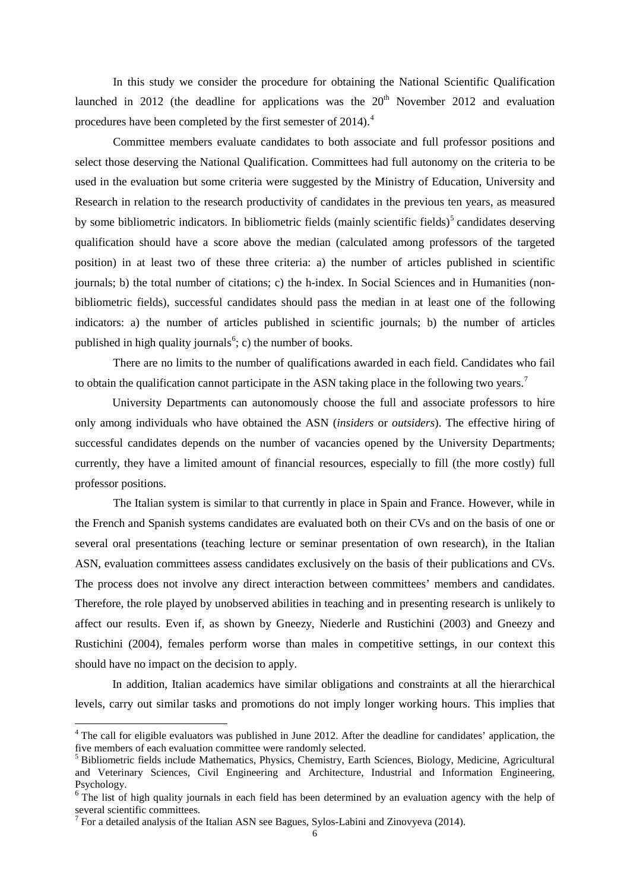In this study we consider the procedure for obtaining the National Scientific Qualification launched in 2012 (the deadline for applications was the 20th November 2012 and evaluation procedures have been completed by the first semester of 2014).[4]

Committee members evaluate candidates to both associate and full professor positions and select those deserving the National Qualification. Committees had full autonomy on the criteria to be used in the evaluation but some criteria were suggested by the Ministry of Education, University and Research in relation to the research productivity of candidates in the previous ten years, as measured by some bibliometric indicators. In bibliometric fields (mainly scientific fields)[5] candidates deserving qualification should have a score above the median (calculated among professors of the targeted position) in at least two of these three criteria: a) the number of articles published in scientific journals; b) the total number of citations; c) the h-index. In Social Sciences and in Humanities (non-bibliometric fields), successful candidates should pass the median in at least one of the following indicators: a) the number of articles published in scientific journals; b) the number of articles published in high quality journals[6]; c) the number of books.

There are no limits to the number of qualifications awarded in each field. Candidates who fail to obtain the qualification cannot participate in the ASN taking place in the following two years.[7]

University Departments can autonomously choose the full and associate professors to hire only among individuals who have obtained the ASN (*insiders* or *outsiders*). The effective hiring of successful candidates depends on the number of vacancies opened by the University Departments; currently, they have a limited amount of financial resources, especially to fill (the more costly) full professor positions.

The Italian system is similar to that currently in place in Spain and France. However, while in the French and Spanish systems candidates are evaluated both on their CVs and on the basis of one or several oral presentations (teaching lecture or seminar presentation of own research), in the Italian ASN, evaluation committees assess candidates exclusively on the basis of their publications and CVs. The process does not involve any direct interaction between committees' members and candidates. Therefore, the role played by unobserved abilities in teaching and in presenting research is unlikely to affect our results. Even if, as shown by Gneezy, Niederle and Rustichini (2003) and Gneezy and Rustichini (2004), females perform worse than males in competitive settings, in our context this should have no impact on the decision to apply.

In addition, Italian academics have similar obligations and constraints at all the hierarchical levels, carry out similar tasks and promotions do not imply longer working hours. This implies that

[4] The call for eligible evaluators was published in June 2012. After the deadline for candidates' application, the five members of each evaluation committee were randomly selected.

[5] Bibliometric fields include Mathematics, Physics, Chemistry, Earth Sciences, Biology, Medicine, Agricultural and Veterinary Sciences, Civil Engineering and Architecture, Industrial and Information Engineering, Psychology.

[6] The list of high quality journals in each field has been determined by an evaluation agency with the help of several scientific committees.

[7] For a detailed analysis of the Italian ASN see Bagues, Sylos-Labini and Zinovyeva (2014).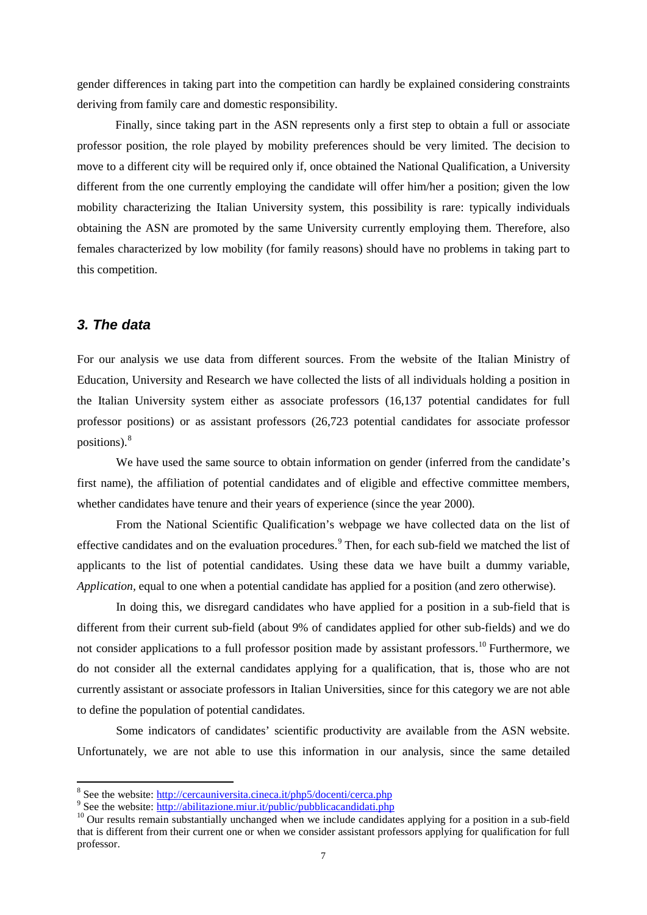gender differences in taking part into the competition can hardly be explained considering constraints deriving from family care and domestic responsibility.

Finally, since taking part in the ASN represents only a first step to obtain a full or associate professor position, the role played by mobility preferences should be very limited. The decision to move to a different city will be required only if, once obtained the National Qualification, a University different from the one currently employing the candidate will offer him/her a position; given the low mobility characterizing the Italian University system, this possibility is rare: typically individuals obtaining the ASN are promoted by the same University currently employing them. Therefore, also females characterized by low mobility (for family reasons) should have no problems in taking part to this competition.

### *3. The data*

For our analysis we use data from different sources. From the website of the Italian Ministry of Education, University and Research we have collected the lists of all individuals holding a position in the Italian University system either as associate professors (16,137 potential candidates for full professor positions) or as assistant professors (26,723 potential candidates for associate professor positions).[8]

We have used the same source to obtain information on gender (inferred from the candidate's first name), the affiliation of potential candidates and of eligible and effective committee members, whether candidates have tenure and their years of experience (since the year 2000).

From the National Scientific Qualification's webpage we have collected data on the list of effective candidates and on the evaluation procedures.[9] Then, for each sub-field we matched the list of applicants to the list of potential candidates. Using these data we have built a dummy variable, *Application*, equal to one when a potential candidate has applied for a position (and zero otherwise).

In doing this, we disregard candidates who have applied for a position in a sub-field that is different from their current sub-field (about 9% of candidates applied for other sub-fields) and we do not consider applications to a full professor position made by assistant professors.[10] Furthermore, we do not consider all the external candidates applying for a qualification, that is, those who are not currently assistant or associate professors in Italian Universities, since for this category we are not able to define the population of potential candidates.

Some indicators of candidates' scientific productivity are available from the ASN website. Unfortunately, we are not able to use this information in our analysis, since the same detailed

---

[8] See the website: http://cercauniversita.cineca.it/php5/docenti/cerca.php

[9] See the website: http://abilitazione.miur.it/public/pubblicacandidati.php

[10] Our results remain substantially unchanged when we include candidates applying for a position in a sub-field that is different from their current one or when we consider assistant professors applying for qualification for full professor.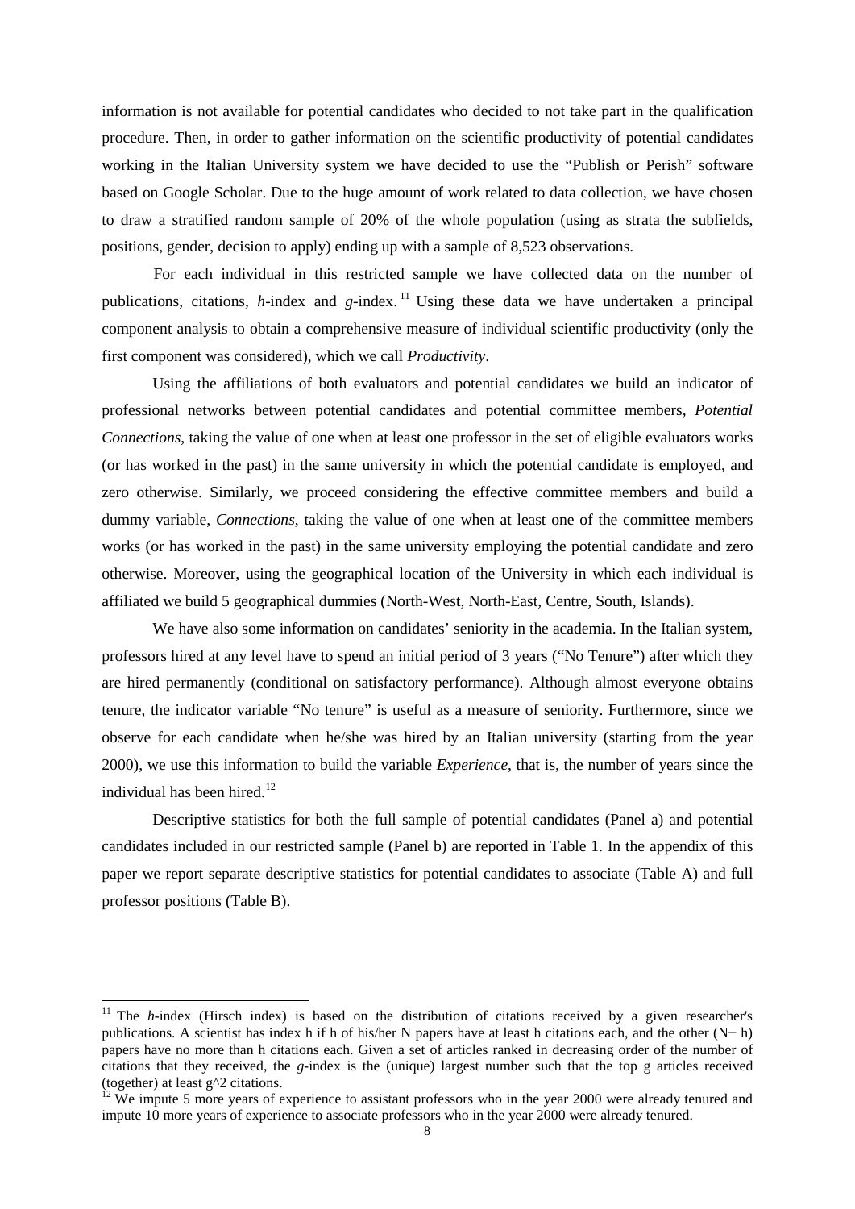information is not available for potential candidates who decided to not take part in the qualification procedure. Then, in order to gather information on the scientific productivity of potential candidates working in the Italian University system we have decided to use the "Publish or Perish" software based on Google Scholar. Due to the huge amount of work related to data collection, we have chosen to draw a stratified random sample of 20% of the whole population (using as strata the subfields, positions, gender, decision to apply) ending up with a sample of 8,523 observations.

For each individual in this restricted sample we have collected data on the number of publications, citations, *h*-index and *g*-index.[11] Using these data we have undertaken a principal component analysis to obtain a comprehensive measure of individual scientific productivity (only the first component was considered), which we call *Productivity*.

Using the affiliations of both evaluators and potential candidates we build an indicator of professional networks between potential candidates and potential committee members, *Potential Connections*, taking the value of one when at least one professor in the set of eligible evaluators works (or has worked in the past) in the same university in which the potential candidate is employed, and zero otherwise. Similarly, we proceed considering the effective committee members and build a dummy variable, *Connections*, taking the value of one when at least one of the committee members works (or has worked in the past) in the same university employing the potential candidate and zero otherwise. Moreover, using the geographical location of the University in which each individual is affiliated we build 5 geographical dummies (North-West, North-East, Centre, South, Islands).

We have also some information on candidates' seniority in the academia. In the Italian system, professors hired at any level have to spend an initial period of 3 years ("No Tenure") after which they are hired permanently (conditional on satisfactory performance). Although almost everyone obtains tenure, the indicator variable "No tenure" is useful as a measure of seniority. Furthermore, since we observe for each candidate when he/she was hired by an Italian university (starting from the year 2000), we use this information to build the variable *Experience*, that is, the number of years since the individual has been hired.[12]

Descriptive statistics for both the full sample of potential candidates (Panel a) and potential candidates included in our restricted sample (Panel b) are reported in Table 1. In the appendix of this paper we report separate descriptive statistics for potential candidates to associate (Table A) and full professor positions (Table B).

---

[11] The *h*-index (Hirsch index) is based on the distribution of citations received by a given researcher's publications. A scientist has index h if h of his/her N papers have at least h citations each, and the other (N− h) papers have no more than h citations each. Given a set of articles ranked in decreasing order of the number of citations that they received, the *g*-index is the (unique) largest number such that the top g articles received (together) at least g^2 citations.

[12] We impute 5 more years of experience to assistant professors who in the year 2000 were already tenured and impute 10 more years of experience to associate professors who in the year 2000 were already tenured.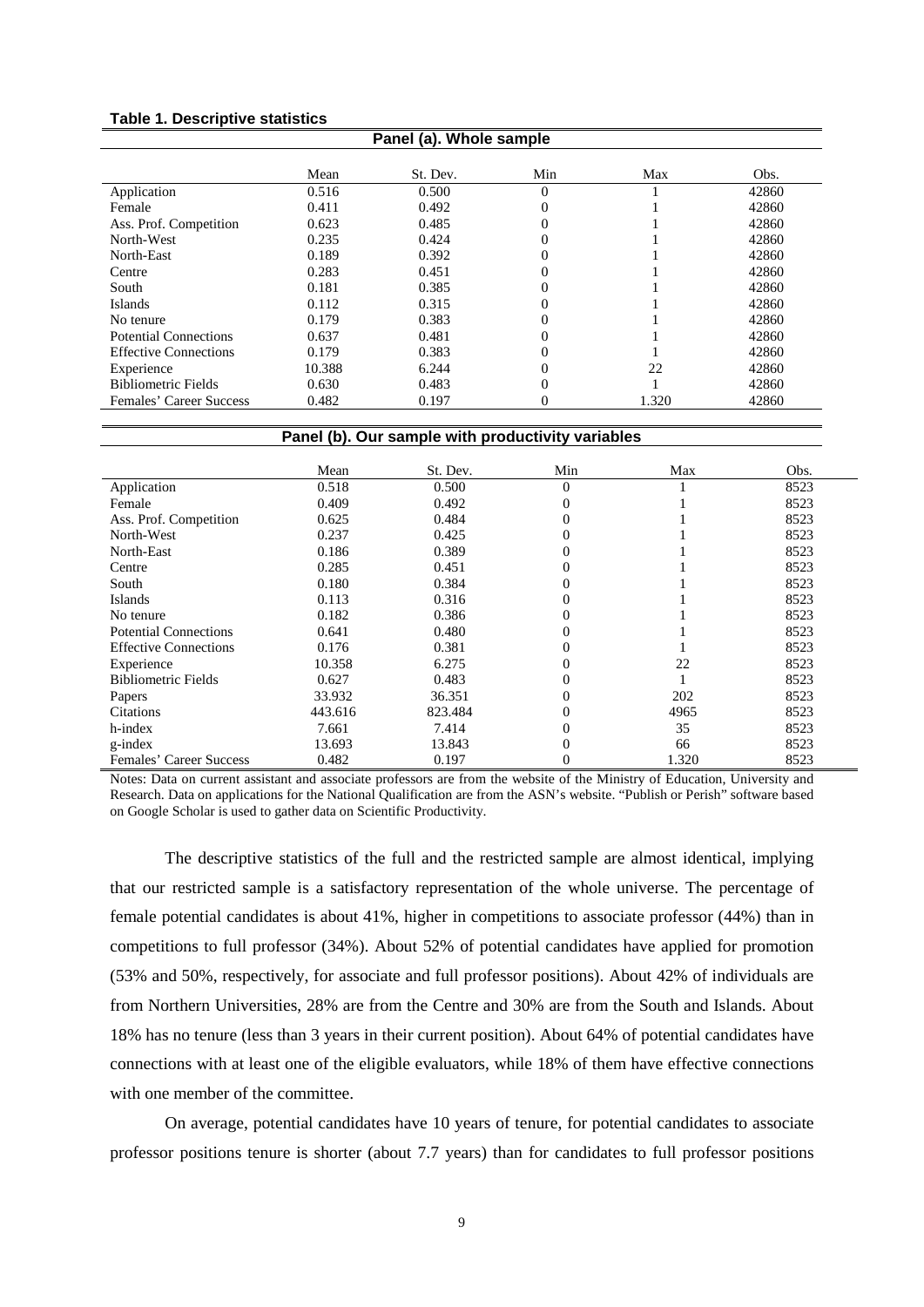**Table 1. Descriptive statistics**

**Panel (a). Whole sample**

| | Mean | St. Dev. | Min | Max | Obs. |
|---|---|---|---|---|---|
| Application | 0.516 | 0.500 | 0 | 1 | 42860 |
| Female | 0.411 | 0.492 | 0 | 1 | 42860 |
| Ass. Prof. Competition | 0.623 | 0.485 | 0 | 1 | 42860 |
| North-West | 0.235 | 0.424 | 0 | 1 | 42860 |
| North-East | 0.189 | 0.392 | 0 | 1 | 42860 |
| Centre | 0.283 | 0.451 | 0 | 1 | 42860 |
| South | 0.181 | 0.385 | 0 | 1 | 42860 |
| Islands | 0.112 | 0.315 | 0 | 1 | 42860 |
| No tenure | 0.179 | 0.383 | 0 | 1 | 42860 |
| Potential Connections | 0.637 | 0.481 | 0 | 1 | 42860 |
| Effective Connections | 0.179 | 0.383 | 0 | 1 | 42860 |
| Experience | 10.388 | 6.244 | 0 | 22 | 42860 |
| Bibliometric Fields | 0.630 | 0.483 | 0 | 1 | 42860 |
| Females' Career Success | 0.482 | 0.197 | 0 | 1.320 | 42860 |

**Panel (b). Our sample with productivity variables**

| | Mean | St. Dev. | Min | Max | Obs. |
|---|---|---|---|---|---|
| Application | 0.518 | 0.500 | 0 | 1 | 8523 |
| Female | 0.409 | 0.492 | 0 | 1 | 8523 |
| Ass. Prof. Competition | 0.625 | 0.484 | 0 | 1 | 8523 |
| North-West | 0.237 | 0.425 | 0 | 1 | 8523 |
| North-East | 0.186 | 0.389 | 0 | 1 | 8523 |
| Centre | 0.285 | 0.451 | 0 | 1 | 8523 |
| South | 0.180 | 0.384 | 0 | 1 | 8523 |
| Islands | 0.113 | 0.316 | 0 | 1 | 8523 |
| No tenure | 0.182 | 0.386 | 0 | 1 | 8523 |
| Potential Connections | 0.641 | 0.480 | 0 | 1 | 8523 |
| Effective Connections | 0.176 | 0.381 | 0 | 1 | 8523 |
| Experience | 10.358 | 6.275 | 0 | 22 | 8523 |
| Bibliometric Fields | 0.627 | 0.483 | 0 | 1 | 8523 |
| Papers | 33.932 | 36.351 | 0 | 202 | 8523 |
| Citations | 443.616 | 823.484 | 0 | 4965 | 8523 |
| h-index | 7.661 | 7.414 | 0 | 35 | 8523 |
| g-index | 13.693 | 13.843 | 0 | 66 | 8523 |
| Females' Career Success | 0.482 | 0.197 | 0 | 1.320 | 8523 |

Notes: Data on current assistant and associate professors are from the website of the Ministry of Education, University and Research. Data on applications for the National Qualification are from the ASN's website. "Publish or Perish" software based on Google Scholar is used to gather data on Scientific Productivity.

The descriptive statistics of the full and the restricted sample are almost identical, implying that our restricted sample is a satisfactory representation of the whole universe. The percentage of female potential candidates is about 41%, higher in competitions to associate professor (44%) than in competitions to full professor (34%). About 52% of potential candidates have applied for promotion (53% and 50%, respectively, for associate and full professor positions). About 42% of individuals are from Northern Universities, 28% are from the Centre and 30% are from the South and Islands. About 18% has no tenure (less than 3 years in their current position). About 64% of potential candidates have connections with at least one of the eligible evaluators, while 18% of them have effective connections with one member of the committee.

On average, potential candidates have 10 years of tenure, for potential candidates to associate professor positions tenure is shorter (about 7.7 years) than for candidates to full professor positions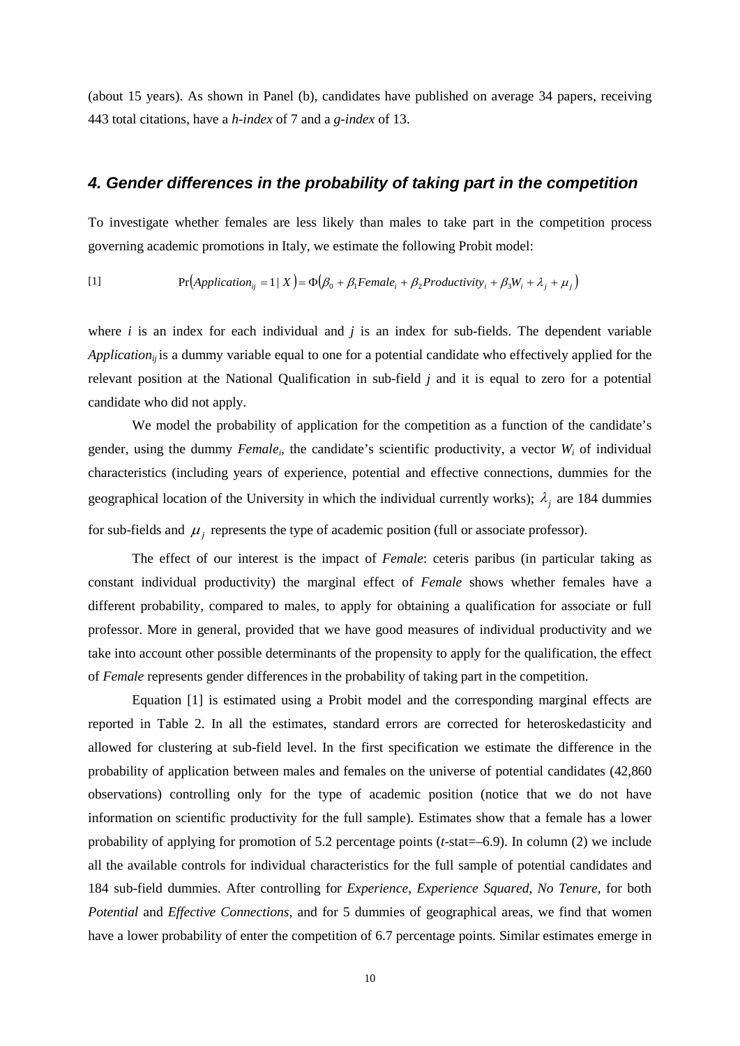(about 15 years). As shown in Panel (b), candidates have published on average 34 papers, receiving 443 total citations, have a *h-index* of 7 and a *g-index* of 13.

## 4. Gender differences in the probability of taking part in the competition

To investigate whether females are less likely than males to take part in the competition process governing academic promotions in Italy, we estimate the following Probit model:

$$\Pr\left(Application_{ij}=1 \mid X\right)=\Phi\left(\beta_0+\beta_1 Female_i+\beta_2 Productivity_i+\beta_3 W_i+\lambda_j+\mu_j\right) \tag{1}$$

where $i$ is an index for each individual and $j$ is an index for sub-fields. The dependent variable $Application_{ij}$ is a dummy variable equal to one for a potential candidate who effectively applied for the relevant position at the National Qualification in sub-field $j$ and it is equal to zero for a potential candidate who did not apply.

We model the probability of application for the competition as a function of the candidate's gender, using the dummy $Female_i$, the candidate's scientific productivity, a vector $W_i$ of individual characteristics (including years of experience, potential and effective connections, dummies for the geographical location of the University in which the individual currently works); $\lambda_j$ are 184 dummies for sub-fields and $\mu_j$ represents the type of academic position (full or associate professor).

The effect of our interest is the impact of *Female*: ceteris paribus (in particular taking as constant individual productivity) the marginal effect of *Female* shows whether females have a different probability, compared to males, to apply for obtaining a qualification for associate or full professor. More in general, provided that we have good measures of individual productivity and we take into account other possible determinants of the propensity to apply for the qualification, the effect of *Female* represents gender differences in the probability of taking part in the competition.

Equation [1] is estimated using a Probit model and the corresponding marginal effects are reported in Table 2. In all the estimates, standard errors are corrected for heteroskedasticity and allowed for clustering at sub-field level. In the first specification we estimate the difference in the probability of application between males and females on the universe of potential candidates (42,860 observations) controlling only for the type of academic position (notice that we do not have information on scientific productivity for the full sample). Estimates show that a female has a lower probability of applying for promotion of 5.2 percentage points ($t$-stat=–6.9). In column (2) we include all the available controls for individual characteristics for the full sample of potential candidates and 184 sub-field dummies. After controlling for *Experience*, *Experience Squared*, *No Tenure*, for both *Potential* and *Effective Connections*, and for 5 dummies of geographical areas, we find that women have a lower probability of enter the competition of 6.7 percentage points. Similar estimates emerge in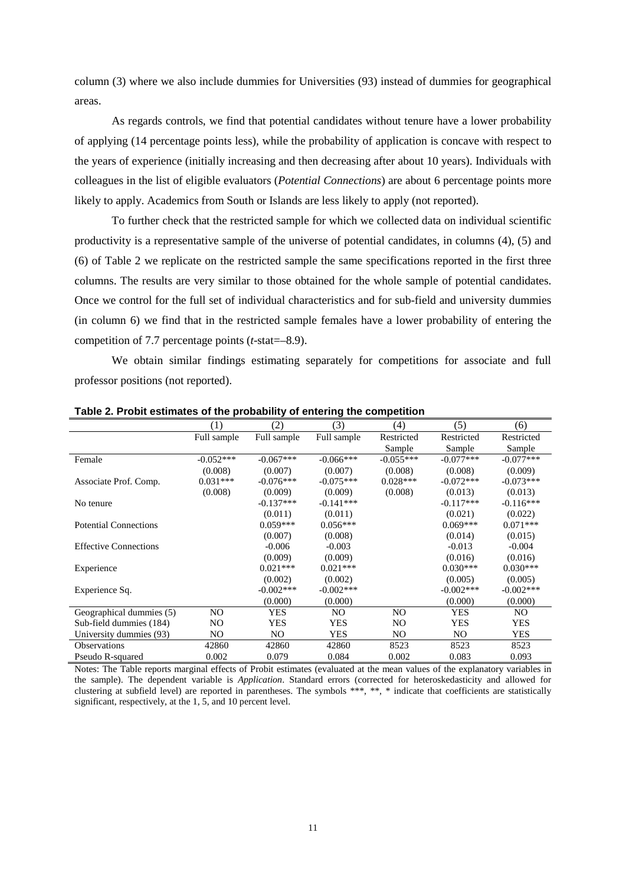column (3) where we also include dummies for Universities (93) instead of dummies for geographical areas.

As regards controls, we find that potential candidates without tenure have a lower probability of applying (14 percentage points less), while the probability of application is concave with respect to the years of experience (initially increasing and then decreasing after about 10 years). Individuals with colleagues in the list of eligible evaluators (*Potential Connections*) are about 6 percentage points more likely to apply. Academics from South or Islands are less likely to apply (not reported).

To further check that the restricted sample for which we collected data on individual scientific productivity is a representative sample of the universe of potential candidates, in columns (4), (5) and (6) of Table 2 we replicate on the restricted sample the same specifications reported in the first three columns. The results are very similar to those obtained for the whole sample of potential candidates. Once we control for the full set of individual characteristics and for sub-field and university dummies (in column 6) we find that in the restricted sample females have a lower probability of entering the competition of 7.7 percentage points (*t*-stat=–8.9).

We obtain similar findings estimating separately for competitions for associate and full professor positions (not reported).

**Table 2. Probit estimates of the probability of entering the competition**

| | (1) | (2) | (3) | (4) | (5) | (6) |
|---|---|---|---|---|---|---|
| | Full sample | Full sample | Full sample | Restricted Sample | Restricted Sample | Restricted Sample |
| Female | -0.052*** | -0.067*** | -0.066*** | -0.055*** | -0.077*** | -0.077*** |
| | (0.008) | (0.007) | (0.007) | (0.008) | (0.008) | (0.009) |
| Associate Prof. Comp. | 0.031*** | -0.076*** | -0.075*** | 0.028*** | -0.072*** | -0.073*** |
| | (0.008) | (0.009) | (0.009) | (0.008) | (0.013) | (0.013) |
| No tenure | | -0.137*** | -0.141*** | | -0.117*** | -0.116*** |
| | | (0.011) | (0.011) | | (0.021) | (0.022) |
| Potential Connections | | 0.059*** | 0.056*** | | 0.069*** | 0.071*** |
| | | (0.007) | (0.008) | | (0.014) | (0.015) |
| Effective Connections | | -0.006 | -0.003 | | -0.013 | -0.004 |
| | | (0.009) | (0.009) | | (0.016) | (0.016) |
| Experience | | 0.021*** | 0.021*** | | 0.030*** | 0.030*** |
| | | (0.002) | (0.002) | | (0.005) | (0.005) |
| Experience Sq. | | -0.002*** | -0.002*** | | -0.002*** | -0.002*** |
| | | (0.000) | (0.000) | | (0.000) | (0.000) |
| Geographical dummies (5) | NO | YES | NO | NO | YES | NO |
| Sub-field dummies (184) | NO | YES | YES | NO | YES | YES |
| University dummies (93) | NO | NO | YES | NO | NO | YES |
| Observations | 42860 | 42860 | 42860 | 8523 | 8523 | 8523 |
| Pseudo R-squared | 0.002 | 0.079 | 0.084 | 0.002 | 0.083 | 0.093 |

Notes: The Table reports marginal effects of Probit estimates (evaluated at the mean values of the explanatory variables in the sample). The dependent variable is *Application*. Standard errors (corrected for heteroskedasticity and allowed for clustering at subfield level) are reported in parentheses. The symbols ***, **, * indicate that coefficients are statistically significant, respectively, at the 1, 5, and 10 percent level.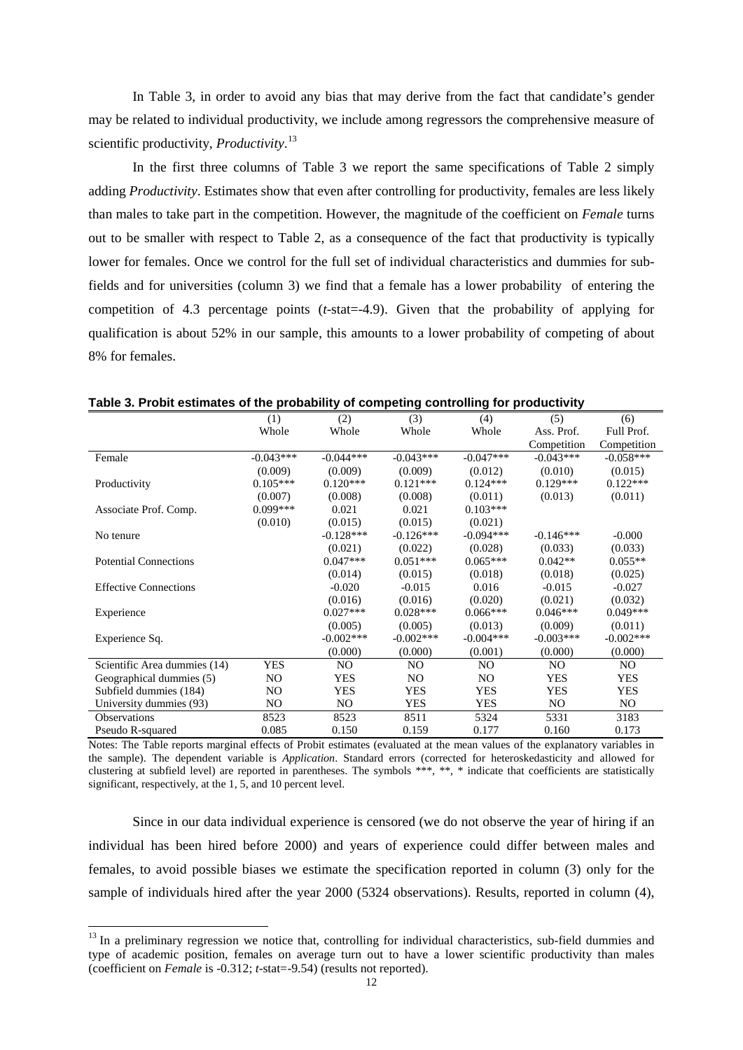In Table 3, in order to avoid any bias that may derive from the fact that candidate's gender may be related to individual productivity, we include among regressors the comprehensive measure of scientific productivity, *Productivity*.[13]

In the first three columns of Table 3 we report the same specifications of Table 2 simply adding *Productivity*. Estimates show that even after controlling for productivity, females are less likely than males to take part in the competition. However, the magnitude of the coefficient on *Female* turns out to be smaller with respect to Table 2, as a consequence of the fact that productivity is typically lower for females. Once we control for the full set of individual characteristics and dummies for sub-fields and for universities (column 3) we find that a female has a lower probability of entering the competition of 4.3 percentage points (*t*-stat=-4.9). Given that the probability of applying for qualification is about 52% in our sample, this amounts to a lower probability of competing of about 8% for females.

**Table 3. Probit estimates of the probability of competing controlling for productivity**

| | (1) | (2) | (3) | (4) | (5) | (6) |
|---|---|---|---|---|---|---|
| | Whole | Whole | Whole | Whole | Ass. Prof. Competition | Full Prof. Competition |
| Female | -0.043*** | -0.044*** | -0.043*** | -0.047*** | -0.043*** | -0.058*** |
| | (0.009) | (0.009) | (0.009) | (0.012) | (0.010) | (0.015) |
| Productivity | 0.105*** | 0.120*** | 0.121*** | 0.124*** | 0.129*** | 0.122*** |
| | (0.007) | (0.008) | (0.008) | (0.011) | (0.013) | (0.011) |
| Associate Prof. Comp. | 0.099*** | 0.021 | 0.021 | 0.103*** | | |
| | (0.010) | (0.015) | (0.015) | (0.021) | | |
| No tenure | | -0.128*** | -0.126*** | -0.094*** | -0.146*** | -0.000 |
| | | (0.021) | (0.022) | (0.028) | (0.033) | (0.033) |
| Potential Connections | | 0.047*** | 0.051*** | 0.065*** | 0.042** | 0.055** |
| | | (0.014) | (0.015) | (0.018) | (0.018) | (0.025) |
| Effective Connections | | -0.020 | -0.015 | 0.016 | -0.015 | -0.027 |
| | | (0.016) | (0.016) | (0.020) | (0.021) | (0.032) |
| Experience | | 0.027*** | 0.028*** | 0.066*** | 0.046*** | 0.049*** |
| | | (0.005) | (0.005) | (0.013) | (0.009) | (0.011) |
| Experience Sq. | | -0.002*** | -0.002*** | -0.004*** | -0.003*** | -0.002*** |
| | | (0.000) | (0.000) | (0.001) | (0.000) | (0.000) |
| Scientific Area dummies (14) | YES | NO | NO | NO | NO | NO |
| Geographical dummies (5) | NO | YES | NO | NO | YES | YES |
| Subfield dummies (184) | NO | YES | YES | YES | YES | YES |
| University dummies (93) | NO | NO | YES | YES | NO | NO |
| Observations | 8523 | 8523 | 8511 | 5324 | 5331 | 3183 |
| Pseudo R-squared | 0.085 | 0.150 | 0.159 | 0.177 | 0.160 | 0.173 |

Notes: The Table reports marginal effects of Probit estimates (evaluated at the mean values of the explanatory variables in the sample). The dependent variable is *Application*. Standard errors (corrected for heteroskedasticity and allowed for clustering at subfield level) are reported in parentheses. The symbols ***, **, * indicate that coefficients are statistically significant, respectively, at the 1, 5, and 10 percent level.

Since in our data individual experience is censored (we do not observe the year of hiring if an individual has been hired before 2000) and years of experience could differ between males and females, to avoid possible biases we estimate the specification reported in column (3) only for the sample of individuals hired after the year 2000 (5324 observations). Results, reported in column (4),

[13] In a preliminary regression we notice that, controlling for individual characteristics, sub-field dummies and type of academic position, females on average turn out to have a lower scientific productivity than males (coefficient on *Female* is -0.312; *t*-stat=-9.54) (results not reported).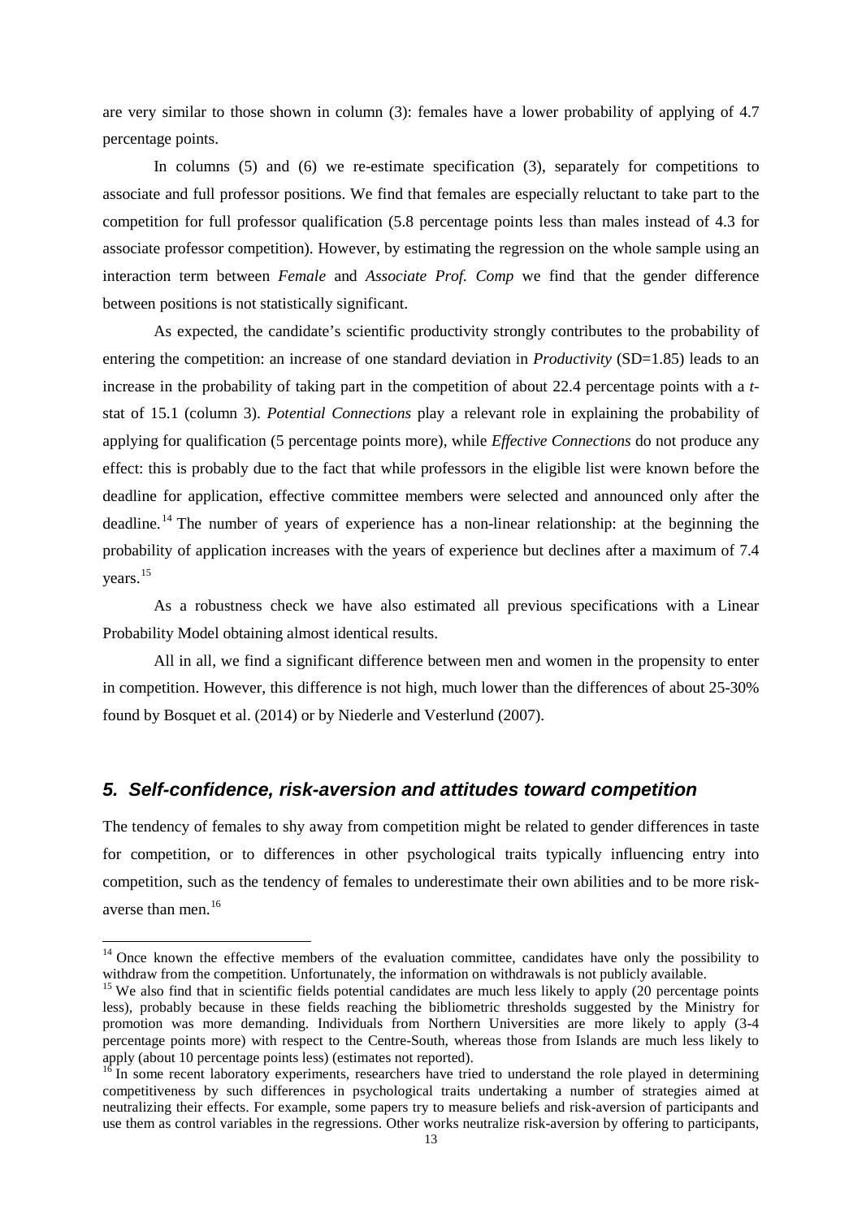are very similar to those shown in column (3): females have a lower probability of applying of 4.7 percentage points.

In columns (5) and (6) we re-estimate specification (3), separately for competitions to associate and full professor positions. We find that females are especially reluctant to take part to the competition for full professor qualification (5.8 percentage points less than males instead of 4.3 for associate professor competition). However, by estimating the regression on the whole sample using an interaction term between *Female* and *Associate Prof. Comp* we find that the gender difference between positions is not statistically significant.

As expected, the candidate's scientific productivity strongly contributes to the probability of entering the competition: an increase of one standard deviation in *Productivity* (SD=1.85) leads to an increase in the probability of taking part in the competition of about 22.4 percentage points with a *t*-stat of 15.1 (column 3). *Potential Connections* play a relevant role in explaining the probability of applying for qualification (5 percentage points more), while *Effective Connections* do not produce any effect: this is probably due to the fact that while professors in the eligible list were known before the deadline for application, effective committee members were selected and announced only after the deadline.[14] The number of years of experience has a non-linear relationship: at the beginning the probability of application increases with the years of experience but declines after a maximum of 7.4 years.[15]

As a robustness check we have also estimated all previous specifications with a Linear Probability Model obtaining almost identical results.

All in all, we find a significant difference between men and women in the propensity to enter in competition. However, this difference is not high, much lower than the differences of about 25-30% found by Bosquet et al. (2014) or by Niederle and Vesterlund (2007).

## 5. Self-confidence, risk-aversion and attitudes toward competition

The tendency of females to shy away from competition might be related to gender differences in taste for competition, or to differences in other psychological traits typically influencing entry into competition, such as the tendency of females to underestimate their own abilities and to be more risk-averse than men.[16]

---

[14] Once known the effective members of the evaluation committee, candidates have only the possibility to withdraw from the competition. Unfortunately, the information on withdrawals is not publicly available.

[15] We also find that in scientific fields potential candidates are much less likely to apply (20 percentage points less), probably because in these fields reaching the bibliometric thresholds suggested by the Ministry for promotion was more demanding. Individuals from Northern Universities are more likely to apply (3-4 percentage points more) with respect to the Centre-South, whereas those from Islands are much less likely to apply (about 10 percentage points less) (estimates not reported).

[16] In some recent laboratory experiments, researchers have tried to understand the role played in determining competitiveness by such differences in psychological traits undertaking a number of strategies aimed at neutralizing their effects. For example, some papers try to measure beliefs and risk-aversion of participants and use them as control variables in the regressions. Other works neutralize risk-aversion by offering to participants,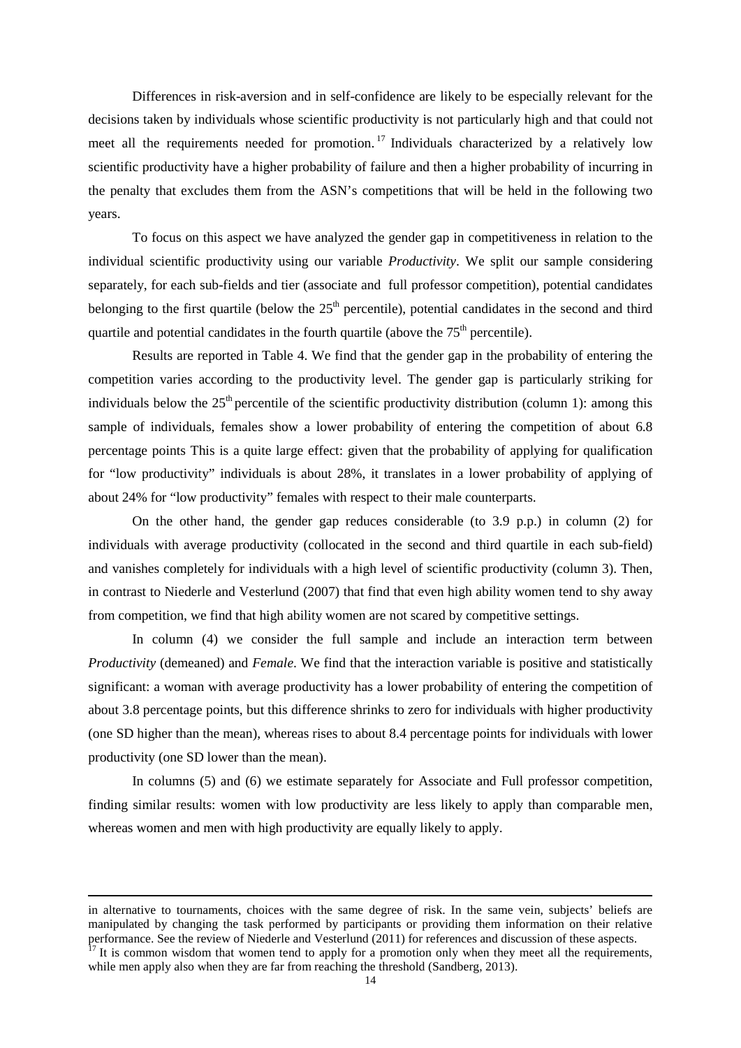Differences in risk-aversion and in self-confidence are likely to be especially relevant for the decisions taken by individuals whose scientific productivity is not particularly high and that could not meet all the requirements needed for promotion.[17] Individuals characterized by a relatively low scientific productivity have a higher probability of failure and then a higher probability of incurring in the penalty that excludes them from the ASN's competitions that will be held in the following two years.

To focus on this aspect we have analyzed the gender gap in competitiveness in relation to the individual scientific productivity using our variable *Productivity*. We split our sample considering separately, for each sub-fields and tier (associate and full professor competition), potential candidates belonging to the first quartile (below the 25[th] percentile), potential candidates in the second and third quartile and potential candidates in the fourth quartile (above the 75[th] percentile).

Results are reported in Table 4. We find that the gender gap in the probability of entering the competition varies according to the productivity level. The gender gap is particularly striking for individuals below the 25[th] percentile of the scientific productivity distribution (column 1): among this sample of individuals, females show a lower probability of entering the competition of about 6.8 percentage points This is a quite large effect: given that the probability of applying for qualification for "low productivity" individuals is about 28%, it translates in a lower probability of applying of about 24% for "low productivity" females with respect to their male counterparts.

On the other hand, the gender gap reduces considerable (to 3.9 p.p.) in column (2) for individuals with average productivity (collocated in the second and third quartile in each sub-field) and vanishes completely for individuals with a high level of scientific productivity (column 3). Then, in contrast to Niederle and Vesterlund (2007) that find that even high ability women tend to shy away from competition, we find that high ability women are not scared by competitive settings.

In column (4) we consider the full sample and include an interaction term between *Productivity* (demeaned) and *Female*. We find that the interaction variable is positive and statistically significant: a woman with average productivity has a lower probability of entering the competition of about 3.8 percentage points, but this difference shrinks to zero for individuals with higher productivity (one SD higher than the mean), whereas rises to about 8.4 percentage points for individuals with lower productivity (one SD lower than the mean).

In columns (5) and (6) we estimate separately for Associate and Full professor competition, finding similar results: women with low productivity are less likely to apply than comparable men, whereas women and men with high productivity are equally likely to apply.

---

in alternative to tournaments, choices with the same degree of risk. In the same vein, subjects' beliefs are manipulated by changing the task performed by participants or providing them information on their relative performance. See the review of Niederle and Vesterlund (2011) for references and discussion of these aspects.

[17] It is common wisdom that women tend to apply for a promotion only when they meet all the requirements, while men apply also when they are far from reaching the threshold (Sandberg, 2013).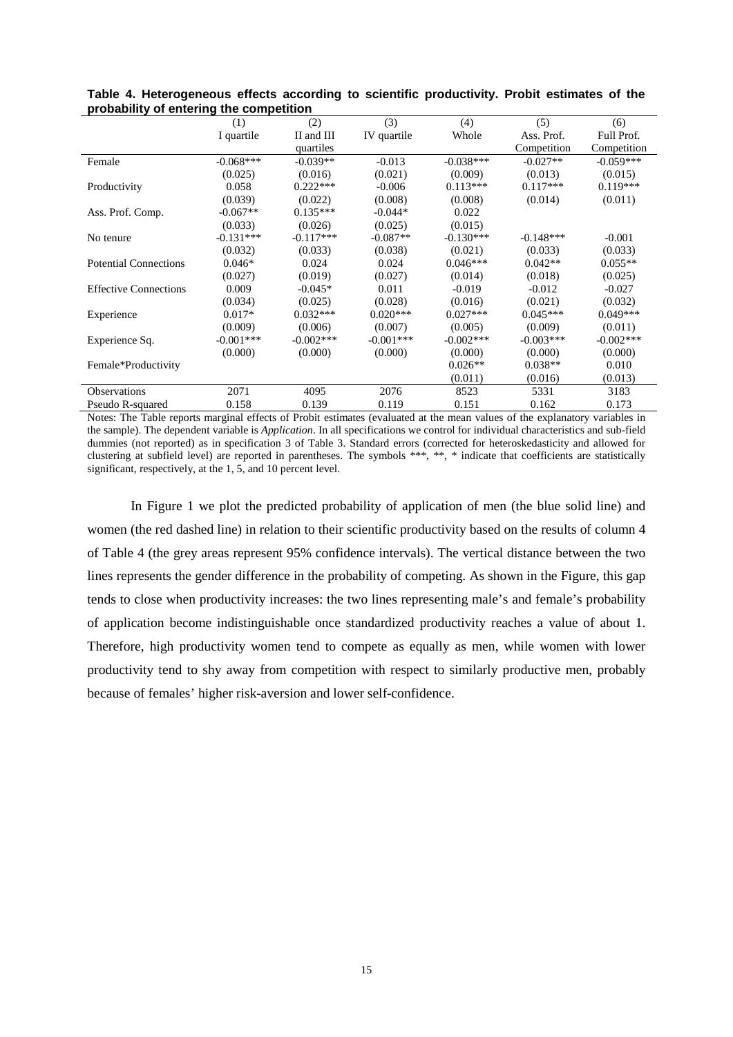**Table 4. Heterogeneous effects according to scientific productivity. Probit estimates of the probability of entering the competition**

| | (1) | (2) | (3) | (4) | (5) | (6) |
|---|---|---|---|---|---|---|
| | I quartile | II and III quartiles | IV quartile | Whole | Ass. Prof. Competition | Full Prof. Competition |
| Female | -0.068*** | -0.039** | -0.013 | -0.038*** | -0.027** | -0.059*** |
| | (0.025) | (0.016) | (0.021) | (0.009) | (0.013) | (0.015) |
| Productivity | 0.058 | 0.222*** | -0.006 | 0.113*** | 0.117*** | 0.119*** |
| | (0.039) | (0.022) | (0.008) | (0.008) | (0.014) | (0.011) |
| Ass. Prof. Comp. | -0.067** | 0.135*** | -0.044* | 0.022 | | |
| | (0.033) | (0.026) | (0.025) | (0.015) | | |
| No tenure | -0.131*** | -0.117*** | -0.087** | -0.130*** | -0.148*** | -0.001 |
| | (0.032) | (0.033) | (0.038) | (0.021) | (0.033) | (0.033) |
| Potential Connections | 0.046* | 0.024 | 0.024 | 0.046*** | 0.042** | 0.055** |
| | (0.027) | (0.019) | (0.027) | (0.014) | (0.018) | (0.025) |
| Effective Connections | 0.009 | -0.045* | 0.011 | -0.019 | -0.012 | -0.027 |
| | (0.034) | (0.025) | (0.028) | (0.016) | (0.021) | (0.032) |
| Experience | 0.017* | 0.032*** | 0.020*** | 0.027*** | 0.045*** | 0.049*** |
| | (0.009) | (0.006) | (0.007) | (0.005) | (0.009) | (0.011) |
| Experience Sq. | -0.001*** | -0.002*** | -0.001*** | -0.002*** | -0.003*** | -0.002*** |
| | (0.000) | (0.000) | (0.000) | (0.000) | (0.000) | (0.000) |
| Female*Productivity | | | | 0.026** | 0.038** | 0.010 |
| | | | | (0.011) | (0.016) | (0.013) |
| Observations | 2071 | 4095 | 2076 | 8523 | 5331 | 3183 |
| Pseudo R-squared | 0.158 | 0.139 | 0.119 | 0.151 | 0.162 | 0.173 |

Notes: The Table reports marginal effects of Probit estimates (evaluated at the mean values of the explanatory variables in the sample). The dependent variable is *Application*. In all specifications we control for individual characteristics and sub-field dummies (not reported) as in specification 3 of Table 3. Standard errors (corrected for heteroskedasticity and allowed for clustering at subfield level) are reported in parentheses. The symbols ***, **, * indicate that coefficients are statistically significant, respectively, at the 1, 5, and 10 percent level.

In Figure 1 we plot the predicted probability of application of men (the blue solid line) and women (the red dashed line) in relation to their scientific productivity based on the results of column 4 of Table 4 (the grey areas represent 95% confidence intervals). The vertical distance between the two lines represents the gender difference in the probability of competing. As shown in the Figure, this gap tends to close when productivity increases: the two lines representing male's and female's probability of application become indistinguishable once standardized productivity reaches a value of about 1. Therefore, high productivity women tend to compete as equally as men, while women with lower productivity tend to shy away from competition with respect to similarly productive men, probably because of females' higher risk-aversion and lower self-confidence.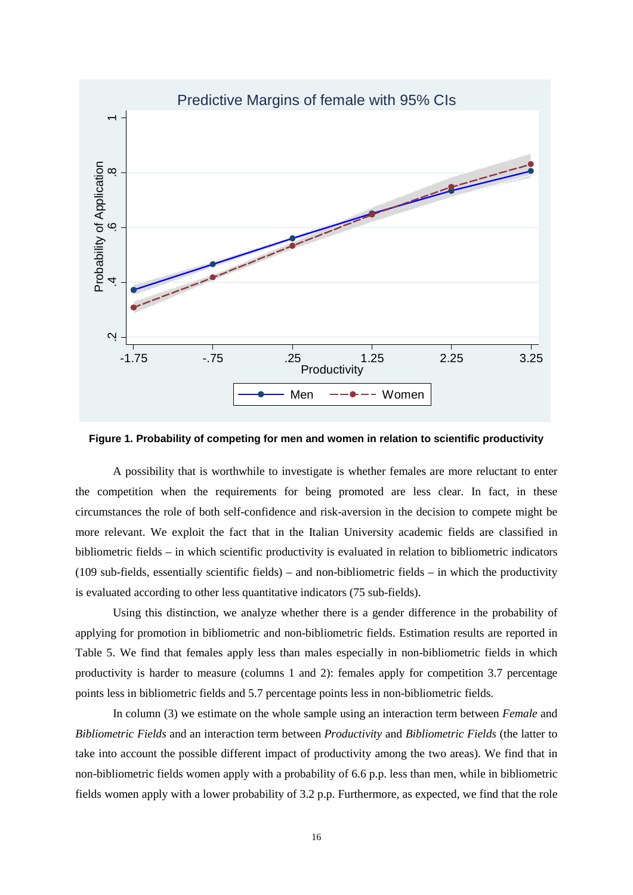**Figure 1. Probability of competing for men and women in relation to scientific productivity**

A possibility that is worthwhile to investigate is whether females are more reluctant to enter the competition when the requirements for being promoted are less clear. In fact, in these circumstances the role of both self-confidence and risk-aversion in the decision to compete might be more relevant. We exploit the fact that in the Italian University academic fields are classified in bibliometric fields – in which scientific productivity is evaluated in relation to bibliometric indicators (109 sub-fields, essentially scientific fields) – and non-bibliometric fields – in which the productivity is evaluated according to other less quantitative indicators (75 sub-fields).

Using this distinction, we analyze whether there is a gender difference in the probability of applying for promotion in bibliometric and non-bibliometric fields. Estimation results are reported in Table 5. We find that females apply less than males especially in non-bibliometric fields in which productivity is harder to measure (columns 1 and 2): females apply for competition 3.7 percentage points less in bibliometric fields and 5.7 percentage points less in non-bibliometric fields.

In column (3) we estimate on the whole sample using an interaction term between *Female* and *Bibliometric Fields* and an interaction term between *Productivity* and *Bibliometric Fields* (the latter to take into account the possible different impact of productivity among the two areas). We find that in non-bibliometric fields women apply with a probability of 6.6 p.p. less than men, while in bibliometric fields women apply with a lower probability of 3.2 p.p. Furthermore, as expected, we find that the role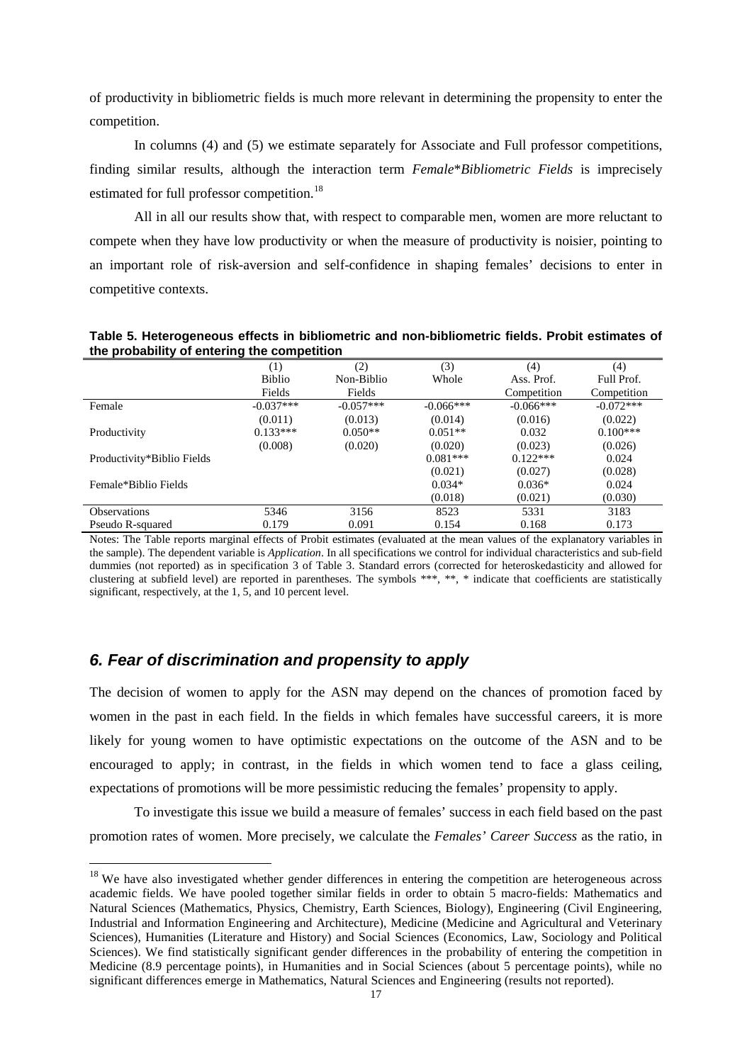of productivity in bibliometric fields is much more relevant in determining the propensity to enter the competition.

In columns (4) and (5) we estimate separately for Associate and Full professor competitions, finding similar results, although the interaction term *Female*Bibliometric Fields* is imprecisely estimated for full professor competition.[18]

All in all our results show that, with respect to comparable men, women are more reluctant to compete when they have low productivity or when the measure of productivity is noisier, pointing to an important role of risk-aversion and self-confidence in shaping females' decisions to enter in competitive contexts.

**Table 5. Heterogeneous effects in bibliometric and non-bibliometric fields. Probit estimates of the probability of entering the competition**

| | (1) | (2) | (3) | (4) | (4) |
|---|---|---|---|---|---|
| | Biblio Fields | Non-Biblio Fields | Whole | Ass. Prof. Competition | Full Prof. Competition |
| Female | -0.037*** | -0.057*** | -0.066*** | -0.066*** | -0.072*** |
| | (0.011) | (0.013) | (0.014) | (0.016) | (0.022) |
| Productivity | 0.133*** | 0.050** | 0.051** | 0.032 | 0.100*** |
| | (0.008) | (0.020) | (0.020) | (0.023) | (0.026) |
| Productivity*Biblio Fields | | | 0.081*** | 0.122*** | 0.024 |
| | | | (0.021) | (0.027) | (0.028) |
| Female*Biblio Fields | | | 0.034* | 0.036* | 0.024 |
| | | | (0.018) | (0.021) | (0.030) |
| Observations | 5346 | 3156 | 8523 | 5331 | 3183 |
| Pseudo R-squared | 0.179 | 0.091 | 0.154 | 0.168 | 0.173 |

Notes: The Table reports marginal effects of Probit estimates (evaluated at the mean values of the explanatory variables in the sample). The dependent variable is *Application*. In all specifications we control for individual characteristics and sub-field dummies (not reported) as in specification 3 of Table 3. Standard errors (corrected for heteroskedasticity and allowed for clustering at subfield level) are reported in parentheses. The symbols ***, **, * indicate that coefficients are statistically significant, respectively, at the 1, 5, and 10 percent level.

## *6. Fear of discrimination and propensity to apply*

The decision of women to apply for the ASN may depend on the chances of promotion faced by women in the past in each field. In the fields in which females have successful careers, it is more likely for young women to have optimistic expectations on the outcome of the ASN and to be encouraged to apply; in contrast, in the fields in which women tend to face a glass ceiling, expectations of promotions will be more pessimistic reducing the females' propensity to apply.

To investigate this issue we build a measure of females' success in each field based on the past promotion rates of women. More precisely, we calculate the *Females' Career Success* as the ratio, in

[18] We have also investigated whether gender differences in entering the competition are heterogeneous across academic fields. We have pooled together similar fields in order to obtain 5 macro-fields: Mathematics and Natural Sciences (Mathematics, Physics, Chemistry, Earth Sciences, Biology), Engineering (Civil Engineering, Industrial and Information Engineering and Architecture), Medicine (Medicine and Agricultural and Veterinary Sciences), Humanities (Literature and History) and Social Sciences (Economics, Law, Sociology and Political Sciences). We find statistically significant gender differences in the probability of entering the competition in Medicine (8.9 percentage points), in Humanities and in Social Sciences (about 5 percentage points), while no significant differences emerge in Mathematics, Natural Sciences and Engineering (results not reported).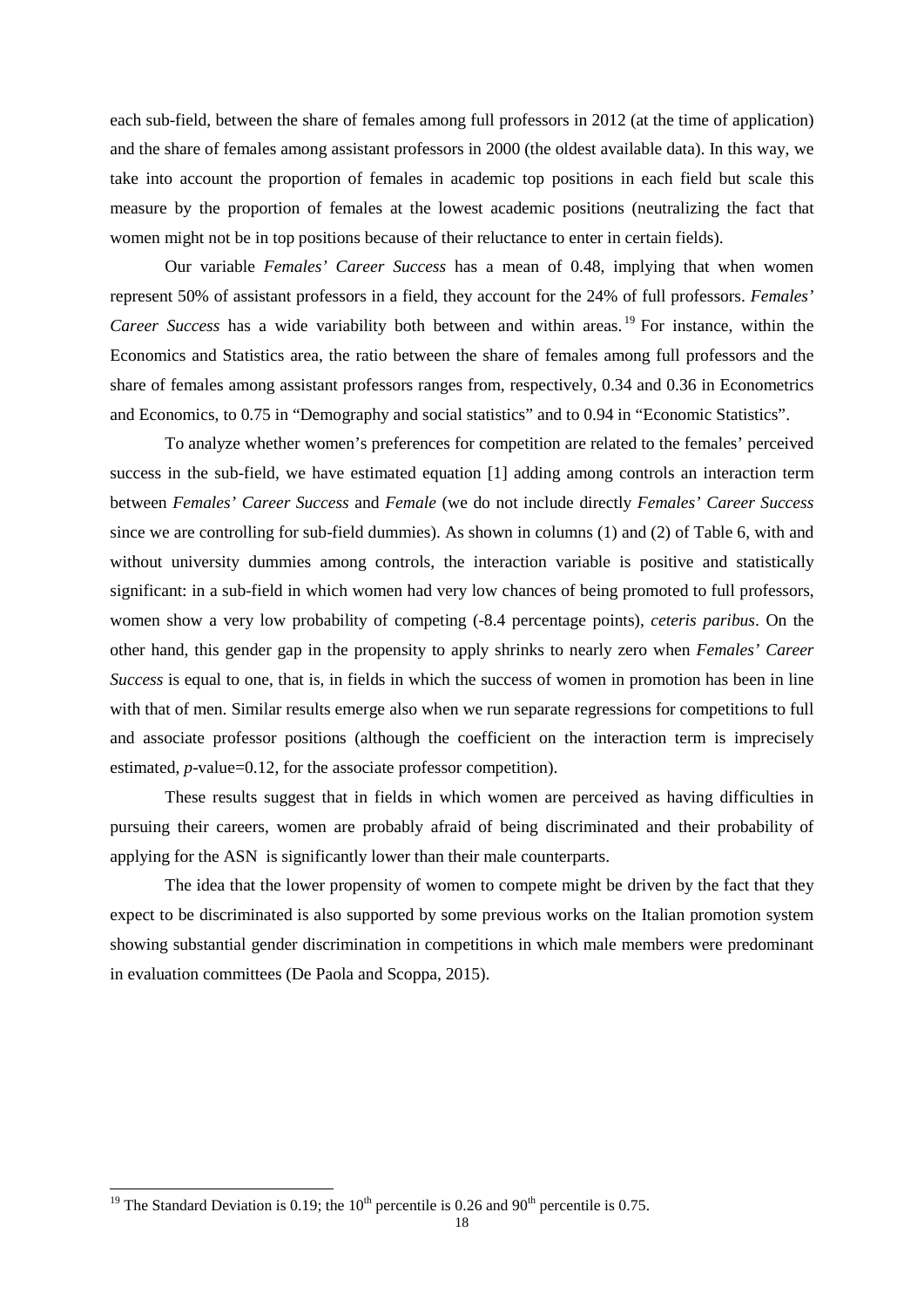each sub-field, between the share of females among full professors in 2012 (at the time of application) and the share of females among assistant professors in 2000 (the oldest available data). In this way, we take into account the proportion of females in academic top positions in each field but scale this measure by the proportion of females at the lowest academic positions (neutralizing the fact that women might not be in top positions because of their reluctance to enter in certain fields).

Our variable *Females' Career Success* has a mean of 0.48, implying that when women represent 50% of assistant professors in a field, they account for the 24% of full professors. *Females' Career Success* has a wide variability both between and within areas.[19] For instance, within the Economics and Statistics area, the ratio between the share of females among full professors and the share of females among assistant professors ranges from, respectively, 0.34 and 0.36 in Econometrics and Economics, to 0.75 in "Demography and social statistics" and to 0.94 in "Economic Statistics".

To analyze whether women's preferences for competition are related to the females' perceived success in the sub-field, we have estimated equation [1] adding among controls an interaction term between *Females' Career Success* and *Female* (we do not include directly *Females' Career Success* since we are controlling for sub-field dummies). As shown in columns (1) and (2) of Table 6, with and without university dummies among controls, the interaction variable is positive and statistically significant: in a sub-field in which women had very low chances of being promoted to full professors, women show a very low probability of competing (-8.4 percentage points), *ceteris paribus*. On the other hand, this gender gap in the propensity to apply shrinks to nearly zero when *Females' Career Success* is equal to one, that is, in fields in which the success of women in promotion has been in line with that of men. Similar results emerge also when we run separate regressions for competitions to full and associate professor positions (although the coefficient on the interaction term is imprecisely estimated, *p*-value=0.12, for the associate professor competition).

These results suggest that in fields in which women are perceived as having difficulties in pursuing their careers, women are probably afraid of being discriminated and their probability of applying for the ASN is significantly lower than their male counterparts.

The idea that the lower propensity of women to compete might be driven by the fact that they expect to be discriminated is also supported by some previous works on the Italian promotion system showing substantial gender discrimination in competitions in which male members were predominant in evaluation committees (De Paola and Scoppa, 2015).

---

[19] The Standard Deviation is 0.19; the $10^{th}$ percentile is 0.26 and $90^{th}$ percentile is 0.75.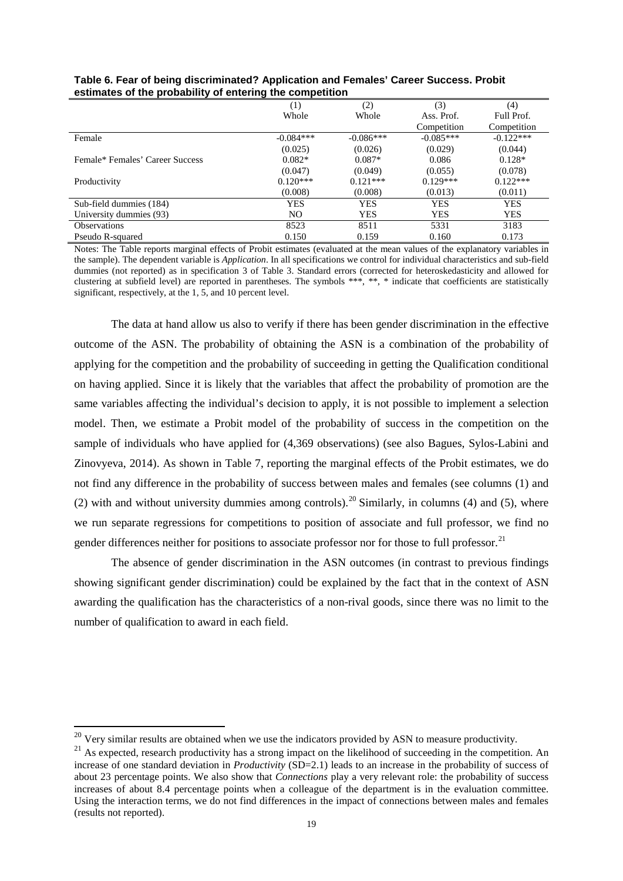**Table 6. Fear of being discriminated? Application and Females' Career Success. Probit estimates of the probability of entering the competition**

| | (1) | (2) | (3) | (4) |
|---|---|---|---|---|
| | Whole | Whole | Ass. Prof. Competition | Full Prof. Competition |
| Female | -0.084*** | -0.086*** | -0.085*** | -0.122*** |
| | (0.025) | (0.026) | (0.029) | (0.044) |
| Female* Females' Career Success | 0.082* | 0.087* | 0.086 | 0.128* |
| | (0.047) | (0.049) | (0.055) | (0.078) |
| Productivity | 0.120*** | 0.121*** | 0.129*** | 0.122*** |
| | (0.008) | (0.008) | (0.013) | (0.011) |
| Sub-field dummies (184) | YES | YES | YES | YES |
| University dummies (93) | NO | YES | YES | YES |
| Observations | 8523 | 8511 | 5331 | 3183 |
| Pseudo R-squared | 0.150 | 0.159 | 0.160 | 0.173 |

Notes: The Table reports marginal effects of Probit estimates (evaluated at the mean values of the explanatory variables in the sample). The dependent variable is *Application*. In all specifications we control for individual characteristics and sub-field dummies (not reported) as in specification 3 of Table 3. Standard errors (corrected for heteroskedasticity and allowed for clustering at subfield level) are reported in parentheses. The symbols ***, **, * indicate that coefficients are statistically significant, respectively, at the 1, 5, and 10 percent level.

The data at hand allow us also to verify if there has been gender discrimination in the effective outcome of the ASN. The probability of obtaining the ASN is a combination of the probability of applying for the competition and the probability of succeeding in getting the Qualification conditional on having applied. Since it is likely that the variables that affect the probability of promotion are the same variables affecting the individual's decision to apply, it is not possible to implement a selection model. Then, we estimate a Probit model of the probability of success in the competition on the sample of individuals who have applied for (4,369 observations) (see also Bagues, Sylos-Labini and Zinovyeva, 2014). As shown in Table 7, reporting the marginal effects of the Probit estimates, we do not find any difference in the probability of success between males and females (see columns (1) and (2) with and without university dummies among controls).[20] Similarly, in columns (4) and (5), where we run separate regressions for competitions to position of associate and full professor, we find no gender differences neither for positions to associate professor nor for those to full professor.[21]

The absence of gender discrimination in the ASN outcomes (in contrast to previous findings showing significant gender discrimination) could be explained by the fact that in the context of ASN awarding the qualification has the characteristics of a non-rival goods, since there was no limit to the number of qualification to award in each field.

[20] Very similar results are obtained when we use the indicators provided by ASN to measure productivity.

[21] As expected, research productivity has a strong impact on the likelihood of succeeding in the competition. An increase of one standard deviation in *Productivity* (SD=2.1) leads to an increase in the probability of success of about 23 percentage points. We also show that *Connections* play a very relevant role: the probability of success increases of about 8.4 percentage points when a colleague of the department is in the evaluation committee. Using the interaction terms, we do not find differences in the impact of connections between males and females (results not reported).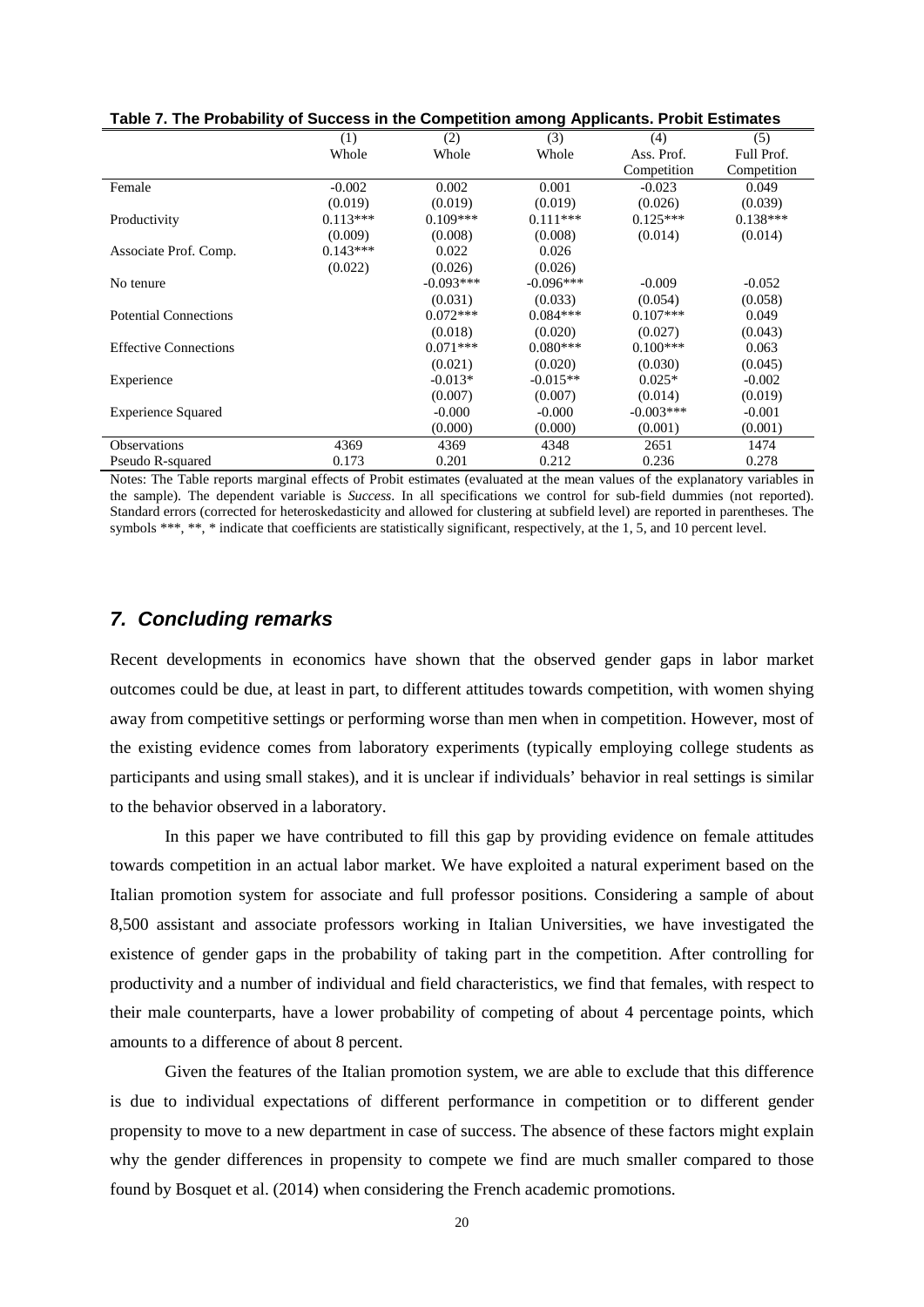**Table 7. The Probability of Success in the Competition among Applicants. Probit Estimates**

| | (1) | (2) | (3) | (4) | (5) |
|---|---|---|---|---|---|
| | Whole | Whole | Whole | Ass. Prof. Competition | Full Prof. Competition |
| Female | -0.002 | 0.002 | 0.001 | -0.023 | 0.049 |
| | (0.019) | (0.019) | (0.019) | (0.026) | (0.039) |
| Productivity | 0.113*** | 0.109*** | 0.111*** | 0.125*** | 0.138*** |
| | (0.009) | (0.008) | (0.008) | (0.014) | (0.014) |
| Associate Prof. Comp. | 0.143*** | 0.022 | 0.026 | | |
| | (0.022) | (0.026) | (0.026) | | |
| No tenure | | -0.093*** | -0.096*** | -0.009 | -0.052 |
| | | (0.031) | (0.033) | (0.054) | (0.058) |
| Potential Connections | | 0.072*** | 0.084*** | 0.107*** | 0.049 |
| | | (0.018) | (0.020) | (0.027) | (0.043) |
| Effective Connections | | 0.071*** | 0.080*** | 0.100*** | 0.063 |
| | | (0.021) | (0.020) | (0.030) | (0.045) |
| Experience | | -0.013* | -0.015** | 0.025* | -0.002 |
| | | (0.007) | (0.007) | (0.014) | (0.019) |
| Experience Squared | | -0.000 | -0.000 | -0.003*** | -0.001 |
| | | (0.000) | (0.000) | (0.001) | (0.001) |
| Observations | 4369 | 4369 | 4348 | 2651 | 1474 |
| Pseudo R-squared | 0.173 | 0.201 | 0.212 | 0.236 | 0.278 |

Notes: The Table reports marginal effects of Probit estimates (evaluated at the mean values of the explanatory variables in the sample). The dependent variable is *Success*. In all specifications we control for sub-field dummies (not reported). Standard errors (corrected for heteroskedasticity and allowed for clustering at subfield level) are reported in parentheses. The symbols ***, **, * indicate that coefficients are statistically significant, respectively, at the 1, 5, and 10 percent level.

## *7. Concluding remarks*

Recent developments in economics have shown that the observed gender gaps in labor market outcomes could be due, at least in part, to different attitudes towards competition, with women shying away from competitive settings or performing worse than men when in competition. However, most of the existing evidence comes from laboratory experiments (typically employing college students as participants and using small stakes), and it is unclear if individuals' behavior in real settings is similar to the behavior observed in a laboratory.

In this paper we have contributed to fill this gap by providing evidence on female attitudes towards competition in an actual labor market. We have exploited a natural experiment based on the Italian promotion system for associate and full professor positions. Considering a sample of about 8,500 assistant and associate professors working in Italian Universities, we have investigated the existence of gender gaps in the probability of taking part in the competition. After controlling for productivity and a number of individual and field characteristics, we find that females, with respect to their male counterparts, have a lower probability of competing of about 4 percentage points, which amounts to a difference of about 8 percent.

Given the features of the Italian promotion system, we are able to exclude that this difference is due to individual expectations of different performance in competition or to different gender propensity to move to a new department in case of success. The absence of these factors might explain why the gender differences in propensity to compete we find are much smaller compared to those found by Bosquet et al. (2014) when considering the French academic promotions.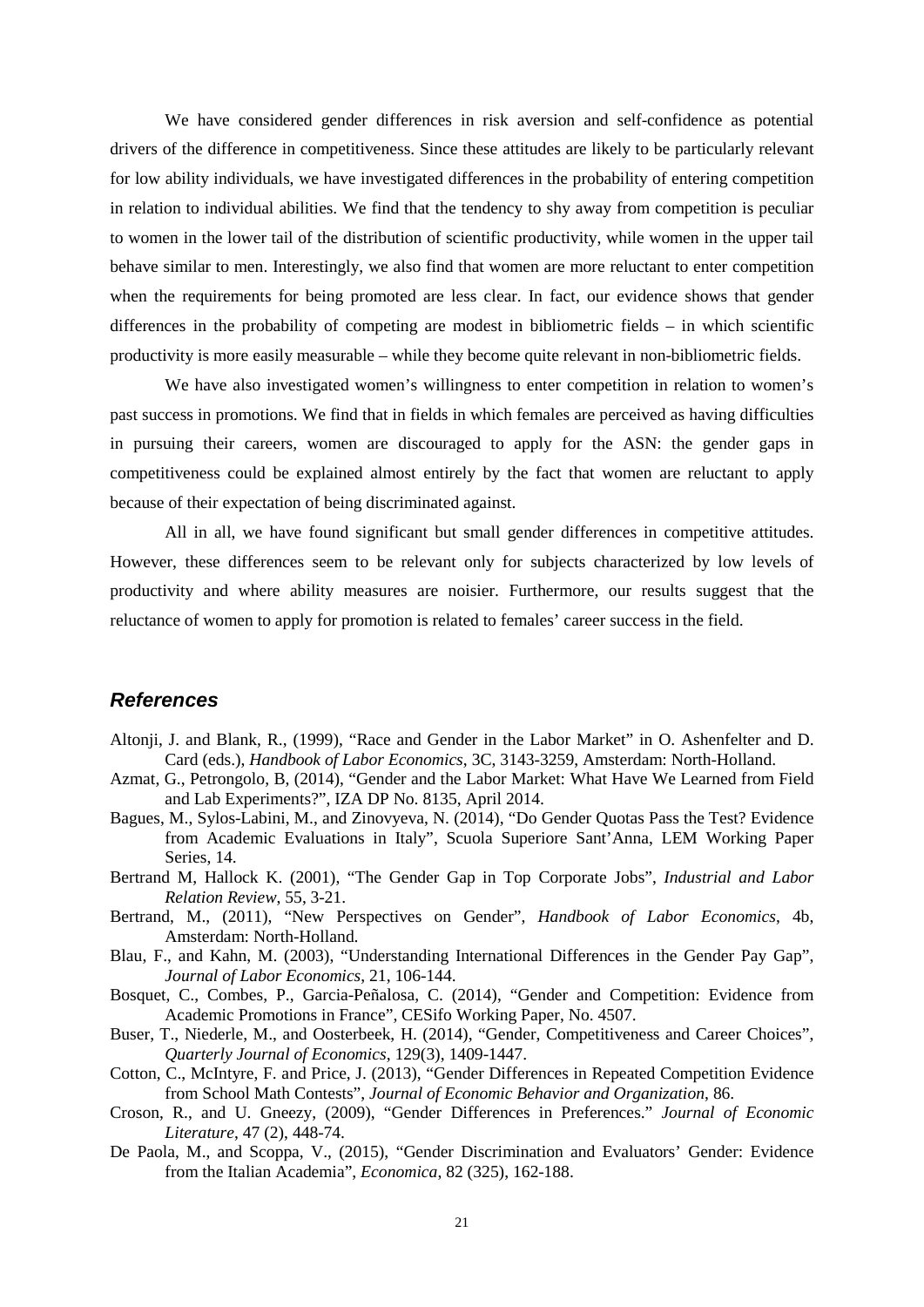We have considered gender differences in risk aversion and self-confidence as potential drivers of the difference in competitiveness. Since these attitudes are likely to be particularly relevant for low ability individuals, we have investigated differences in the probability of entering competition in relation to individual abilities. We find that the tendency to shy away from competition is peculiar to women in the lower tail of the distribution of scientific productivity, while women in the upper tail behave similar to men. Interestingly, we also find that women are more reluctant to enter competition when the requirements for being promoted are less clear. In fact, our evidence shows that gender differences in the probability of competing are modest in bibliometric fields – in which scientific productivity is more easily measurable – while they become quite relevant in non-bibliometric fields.

We have also investigated women's willingness to enter competition in relation to women's past success in promotions. We find that in fields in which females are perceived as having difficulties in pursuing their careers, women are discouraged to apply for the ASN: the gender gaps in competitiveness could be explained almost entirely by the fact that women are reluctant to apply because of their expectation of being discriminated against.

All in all, we have found significant but small gender differences in competitive attitudes. However, these differences seem to be relevant only for subjects characterized by low levels of productivity and where ability measures are noisier. Furthermore, our results suggest that the reluctance of women to apply for promotion is related to females' career success in the field.

## References

Altonji, J. and Blank, R., (1999), "Race and Gender in the Labor Market" in O. Ashenfelter and D. Card (eds.), *Handbook of Labor Economics*, 3C, 3143-3259, Amsterdam: North-Holland.

Azmat, G., Petrongolo, B, (2014), "Gender and the Labor Market: What Have We Learned from Field and Lab Experiments?", IZA DP No. 8135, April 2014.

Bagues, M., Sylos-Labini, M., and Zinovyeva, N. (2014), "Do Gender Quotas Pass the Test? Evidence from Academic Evaluations in Italy", Scuola Superiore Sant'Anna, LEM Working Paper Series, 14.

Bertrand M, Hallock K. (2001), "The Gender Gap in Top Corporate Jobs", *Industrial and Labor Relation Review*, 55, 3-21.

Bertrand, M., (2011), "New Perspectives on Gender", *Handbook of Labor Economics*, 4b, Amsterdam: North-Holland.

Blau, F., and Kahn, M. (2003), "Understanding International Differences in the Gender Pay Gap", *Journal of Labor Economics*, 21, 106-144.

Bosquet, C., Combes, P., Garcia-Peñalosa, C. (2014), "Gender and Competition: Evidence from Academic Promotions in France", CESifo Working Paper, No. 4507.

Buser, T., Niederle, M., and Oosterbeek, H. (2014), "Gender, Competitiveness and Career Choices", *Quarterly Journal of Economics*, 129(3), 1409-1447.

Cotton, C., McIntyre, F. and Price, J. (2013), "Gender Differences in Repeated Competition Evidence from School Math Contests", *Journal of Economic Behavior and Organization*, 86.

Croson, R., and U. Gneezy, (2009), "Gender Differences in Preferences." *Journal of Economic Literature*, 47 (2), 448-74.

De Paola, M., and Scoppa, V., (2015), "Gender Discrimination and Evaluators' Gender: Evidence from the Italian Academia", *Economica*, 82 (325), 162-188.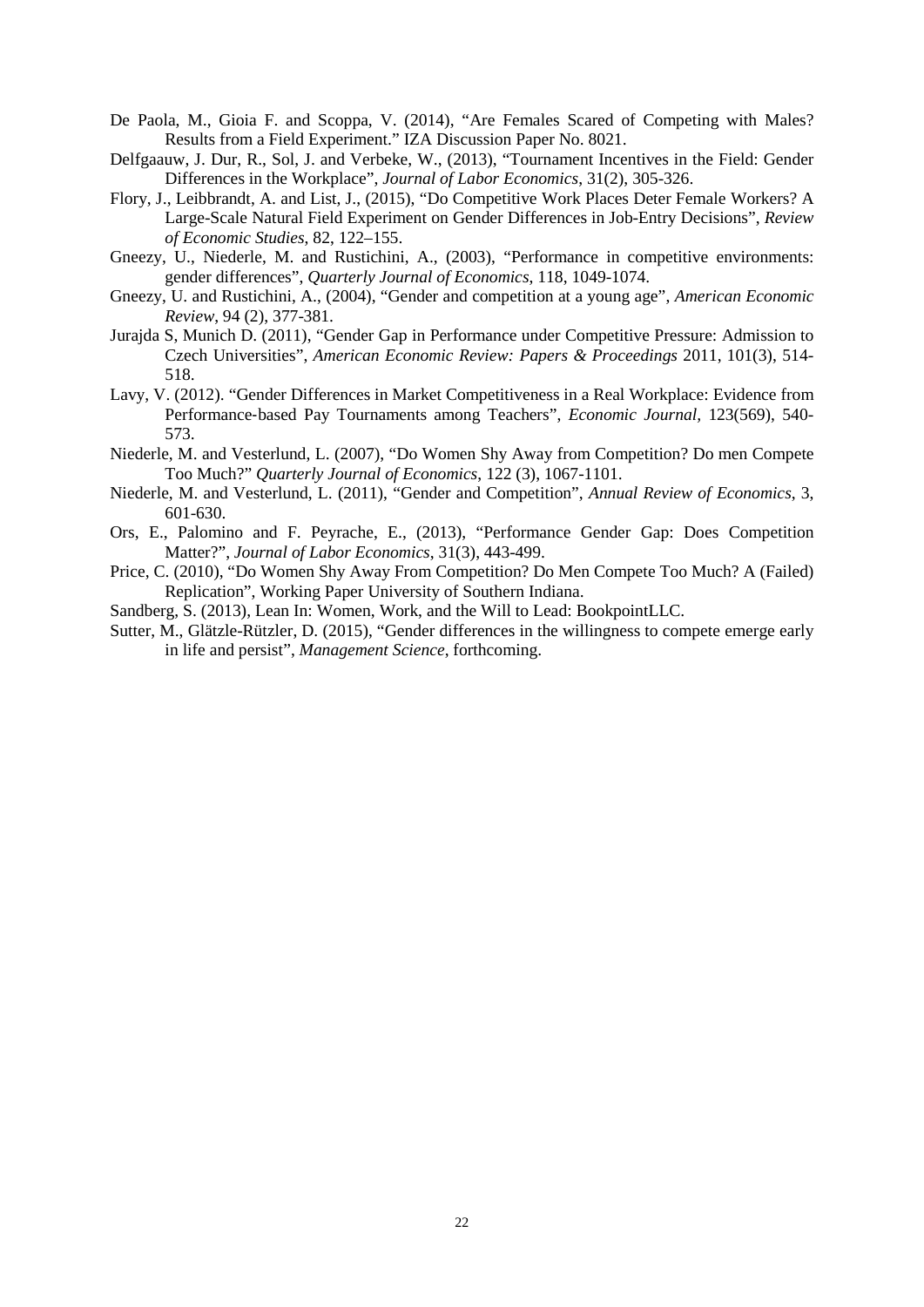De Paola, M., Gioia F. and Scoppa, V. (2014), "Are Females Scared of Competing with Males? Results from a Field Experiment." IZA Discussion Paper No. 8021.

Delfgaauw, J. Dur, R., Sol, J. and Verbeke, W., (2013), "Tournament Incentives in the Field: Gender Differences in the Workplace", *Journal of Labor Economics*, 31(2), 305-326.

Flory, J., Leibbrandt, A. and List, J., (2015), "Do Competitive Work Places Deter Female Workers? A Large-Scale Natural Field Experiment on Gender Differences in Job-Entry Decisions", *Review of Economic Studies*, 82, 122–155.

Gneezy, U., Niederle, M. and Rustichini, A., (2003), "Performance in competitive environments: gender differences", *Quarterly Journal of Economics*, 118, 1049-1074.

Gneezy, U. and Rustichini, A., (2004), "Gender and competition at a young age", *American Economic Review*, 94 (2), 377-381.

Jurajda S, Munich D. (2011), "Gender Gap in Performance under Competitive Pressure: Admission to Czech Universities", *American Economic Review: Papers & Proceedings* 2011, 101(3), 514-518.

Lavy, V. (2012). "Gender Differences in Market Competitiveness in a Real Workplace: Evidence from Performance-based Pay Tournaments among Teachers", *Economic Journal,* 123(569), 540-573.

Niederle, M. and Vesterlund, L. (2007), "Do Women Shy Away from Competition? Do men Compete Too Much?" *Quarterly Journal of Economics*, 122 (3), 1067-1101.

Niederle, M. and Vesterlund, L. (2011), "Gender and Competition", *Annual Review of Economics*, 3, 601-630.

Ors, E., Palomino and F. Peyrache, E., (2013), "Performance Gender Gap: Does Competition Matter?", *Journal of Labor Economics*, 31(3), 443-499.

Price, C. (2010), "Do Women Shy Away From Competition? Do Men Compete Too Much? A (Failed) Replication", Working Paper University of Southern Indiana.

Sandberg, S. (2013), Lean In: Women, Work, and the Will to Lead: BookpointLLC.

Sutter, M., Glätzle-Rützler, D. (2015), "Gender differences in the willingness to compete emerge early in life and persist", *Management Science*, forthcoming.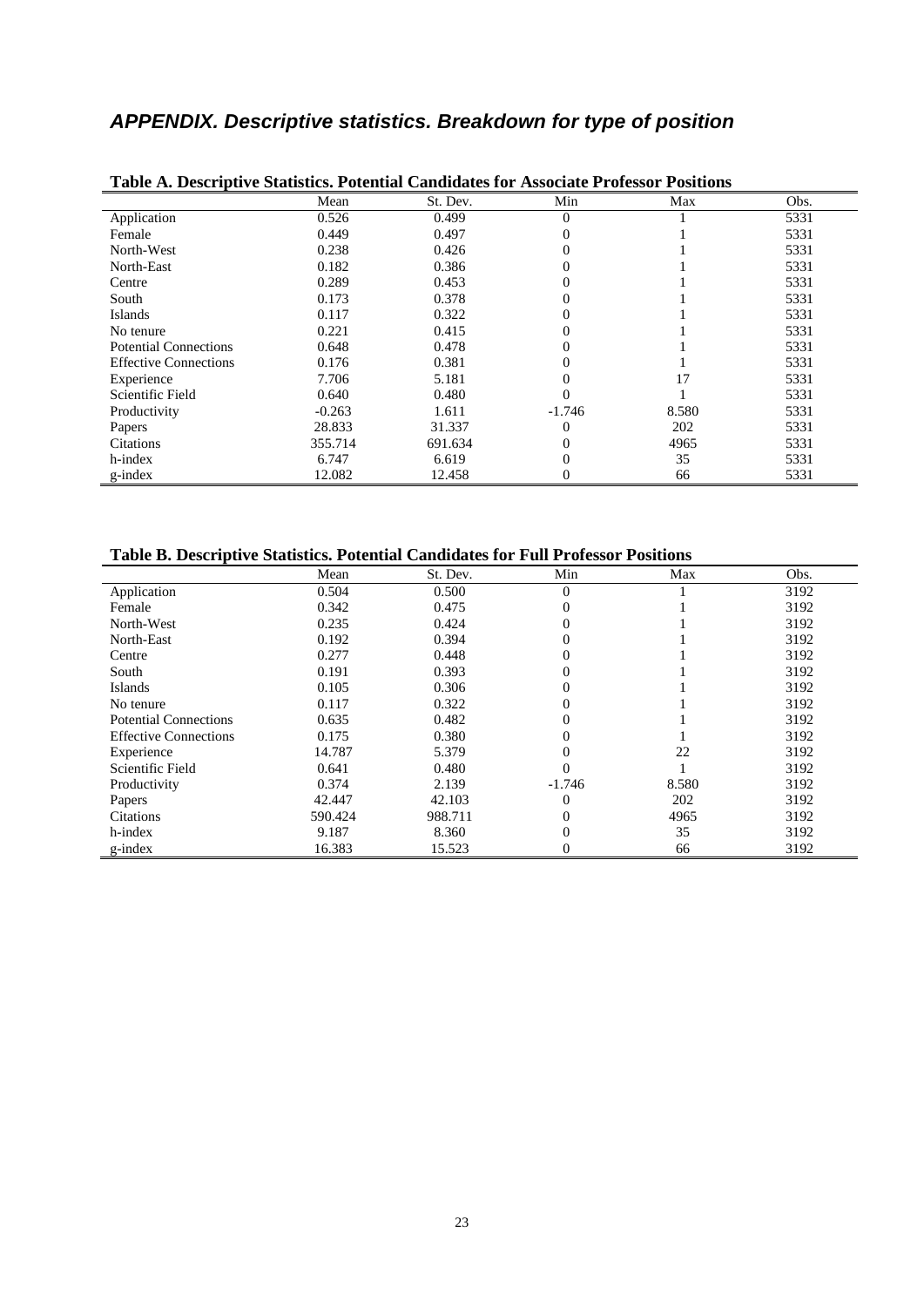## *APPENDIX. Descriptive statistics. Breakdown for type of position*

**Table A. Descriptive Statistics. Potential Candidates for Associate Professor Positions**

| | Mean | St. Dev. | Min | Max | Obs. |
|---|---|---|---|---|---|
| Application | 0.526 | 0.499 | 0 | 1 | 5331 |
| Female | 0.449 | 0.497 | 0 | 1 | 5331 |
| North-West | 0.238 | 0.426 | 0 | 1 | 5331 |
| North-East | 0.182 | 0.386 | 0 | 1 | 5331 |
| Centre | 0.289 | 0.453 | 0 | 1 | 5331 |
| South | 0.173 | 0.378 | 0 | 1 | 5331 |
| Islands | 0.117 | 0.322 | 0 | 1 | 5331 |
| No tenure | 0.221 | 0.415 | 0 | 1 | 5331 |
| Potential Connections | 0.648 | 0.478 | 0 | 1 | 5331 |
| Effective Connections | 0.176 | 0.381 | 0 | 1 | 5331 |
| Experience | 7.706 | 5.181 | 0 | 17 | 5331 |
| Scientific Field | 0.640 | 0.480 | 0 | 1 | 5331 |
| Productivity | -0.263 | 1.611 | -1.746 | 8.580 | 5331 |
| Papers | 28.833 | 31.337 | 0 | 202 | 5331 |
| Citations | 355.714 | 691.634 | 0 | 4965 | 5331 |
| h-index | 6.747 | 6.619 | 0 | 35 | 5331 |
| g-index | 12.082 | 12.458 | 0 | 66 | 5331 |

**Table B. Descriptive Statistics. Potential Candidates for Full Professor Positions**

| | Mean | St. Dev. | Min | Max | Obs. |
|---|---|---|---|---|---|
| Application | 0.504 | 0.500 | 0 | 1 | 3192 |
| Female | 0.342 | 0.475 | 0 | 1 | 3192 |
| North-West | 0.235 | 0.424 | 0 | 1 | 3192 |
| North-East | 0.192 | 0.394 | 0 | 1 | 3192 |
| Centre | 0.277 | 0.448 | 0 | 1 | 3192 |
| South | 0.191 | 0.393 | 0 | 1 | 3192 |
| Islands | 0.105 | 0.306 | 0 | 1 | 3192 |
| No tenure | 0.117 | 0.322 | 0 | 1 | 3192 |
| Potential Connections | 0.635 | 0.482 | 0 | 1 | 3192 |
| Effective Connections | 0.175 | 0.380 | 0 | 1 | 3192 |
| Experience | 14.787 | 5.379 | 0 | 22 | 3192 |
| Scientific Field | 0.641 | 0.480 | 0 | 1 | 3192 |
| Productivity | 0.374 | 2.139 | -1.746 | 8.580 | 3192 |
| Papers | 42.447 | 42.103 | 0 | 202 | 3192 |
| Citations | 590.424 | 988.711 | 0 | 4965 | 3192 |
| h-index | 9.187 | 8.360 | 0 | 35 | 3192 |
| g-index | 16.383 | 15.523 | 0 | 66 | 3192 |